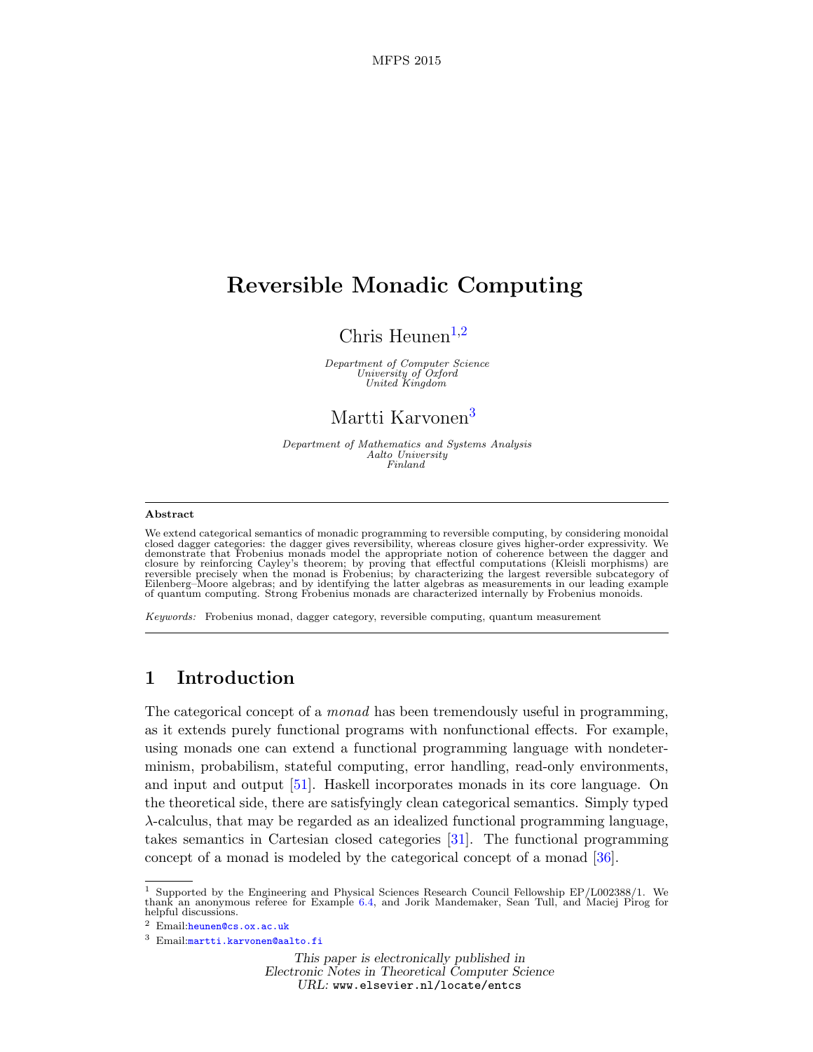# Reversible Monadic Computing

Chris Heunen[1,2]

*Department of Computer Science*
*University of Oxford*
*United Kingdom*

Martti Karvonen[3]

*Department of Mathematics and Systems Analysis*
*Aalto University*
*Finland*

---

**Abstract**

We extend categorical semantics of monadic programming to reversible computing, by considering monoidal closed dagger categories: the dagger gives reversibility, whereas closure gives higher-order expressivity. We demonstrate that Frobenius monads model the appropriate notion of coherence between the dagger and closure by reinforcing Cayley's theorem; by proving that effectful computations (Kleisli morphisms) are reversible precisely when the monad is Frobenius; by characterizing the largest reversible subcategory of Eilenberg–Moore algebras; and by identifying the latter algebras as measurements in our leading example of quantum computing. Strong Frobenius monads are characterized internally by Frobenius monoids.

*Keywords:* Frobenius monad, dagger category, reversible computing, quantum measurement

---

## 1 Introduction

The categorical concept of a *monad* has been tremendously useful in programming, as it extends purely functional programs with nonfunctional effects. For example, using monads one can extend a functional programming language with nondeterminism, probabilism, stateful computing, error handling, read-only environments, and input and output [51]. Haskell incorporates monads in its core language. On the theoretical side, there are satisfyingly clean categorical semantics. Simply typed $\lambda$-calculus, that may be regarded as an idealized functional programming language, takes semantics in Cartesian closed categories [31]. The functional programming concept of a monad is modeled by the categorical concept of a monad [36].

---

[1] Supported by the Engineering and Physical Sciences Research Council Fellowship EP/L002388/1. We thank an anonymous referee for Example 6.4, and Jorik Mandemaker, Sean Tull, and Maciej Piróg for helpful discussions.

[2] Email: heunen@cs.ox.ac.uk

[3] Email: martti.karvonen@aalto.fi

*This paper is electronically published in*
*Electronic Notes in Theoretical Computer Science*
*URL:* www.elsevier.nl/locate/entcs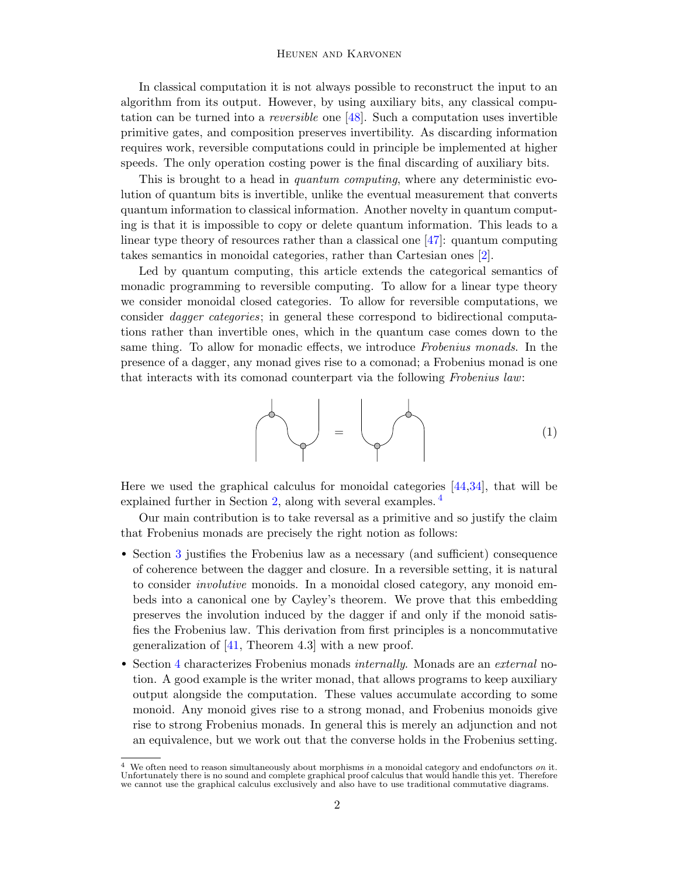In classical computation it is not always possible to reconstruct the input to an algorithm from its output. However, by using auxiliary bits, any classical computation can be turned into a *reversible* one [48]. Such a computation uses invertible primitive gates, and composition preserves invertibility. As discarding information requires work, reversible computations could in principle be implemented at higher speeds. The only operation costing power is the final discarding of auxiliary bits.

This is brought to a head in *quantum computing*, where any deterministic evolution of quantum bits is invertible, unlike the eventual measurement that converts quantum information to classical information. Another novelty in quantum computing is that it is impossible to copy or delete quantum information. This leads to a linear type theory of resources rather than a classical one [47]: quantum computing takes semantics in monoidal categories, rather than Cartesian ones [2].

Led by quantum computing, this article extends the categorical semantics of monadic programming to reversible computing. To allow for a linear type theory we consider monoidal closed categories. To allow for reversible computations, we consider *dagger categories*; in general these correspond to bidirectional computations rather than invertible ones, which in the quantum case comes down to the same thing. To allow for monadic effects, we introduce *Frobenius monads*. In the presence of a dagger, any monad gives rise to a comonad; a Frobenius monad is one that interacts with its comonad counterpart via the following *Frobenius law*:

$$(1)$$

Here we used the graphical calculus for monoidal categories [44,34], that will be explained further in Section 2, along with several examples. [4]

Our main contribution is to take reversal as a primitive and so justify the claim that Frobenius monads are precisely the right notion as follows:

- Section 3 justifies the Frobenius law as a necessary (and sufficient) consequence of coherence between the dagger and closure. In a reversible setting, it is natural to consider *involutive* monoids. In a monoidal closed category, any monoid embeds into a canonical one by Cayley's theorem. We prove that this embedding preserves the involution induced by the dagger if and only if the monoid satisfies the Frobenius law. This derivation from first principles is a noncommutative generalization of [41, Theorem 4.3] with a new proof.
- Section 4 characterizes Frobenius monads *internally*. Monads are an *external* notion. A good example is the writer monad, that allows programs to keep auxiliary output alongside the computation. These values accumulate according to some monoid. Any monoid gives rise to a strong monad, and Frobenius monoids give rise to strong Frobenius monads. In general this is merely an adjunction and not an equivalence, but we work out that the converse holds in the Frobenius setting.

[4] We often need to reason simultaneously about morphisms *in* a monoidal category and endofunctors *on* it. Unfortunately there is no sound and complete graphical proof calculus that would handle this yet. Therefore we cannot use the graphical calculus exclusively and also have to use traditional commutative diagrams.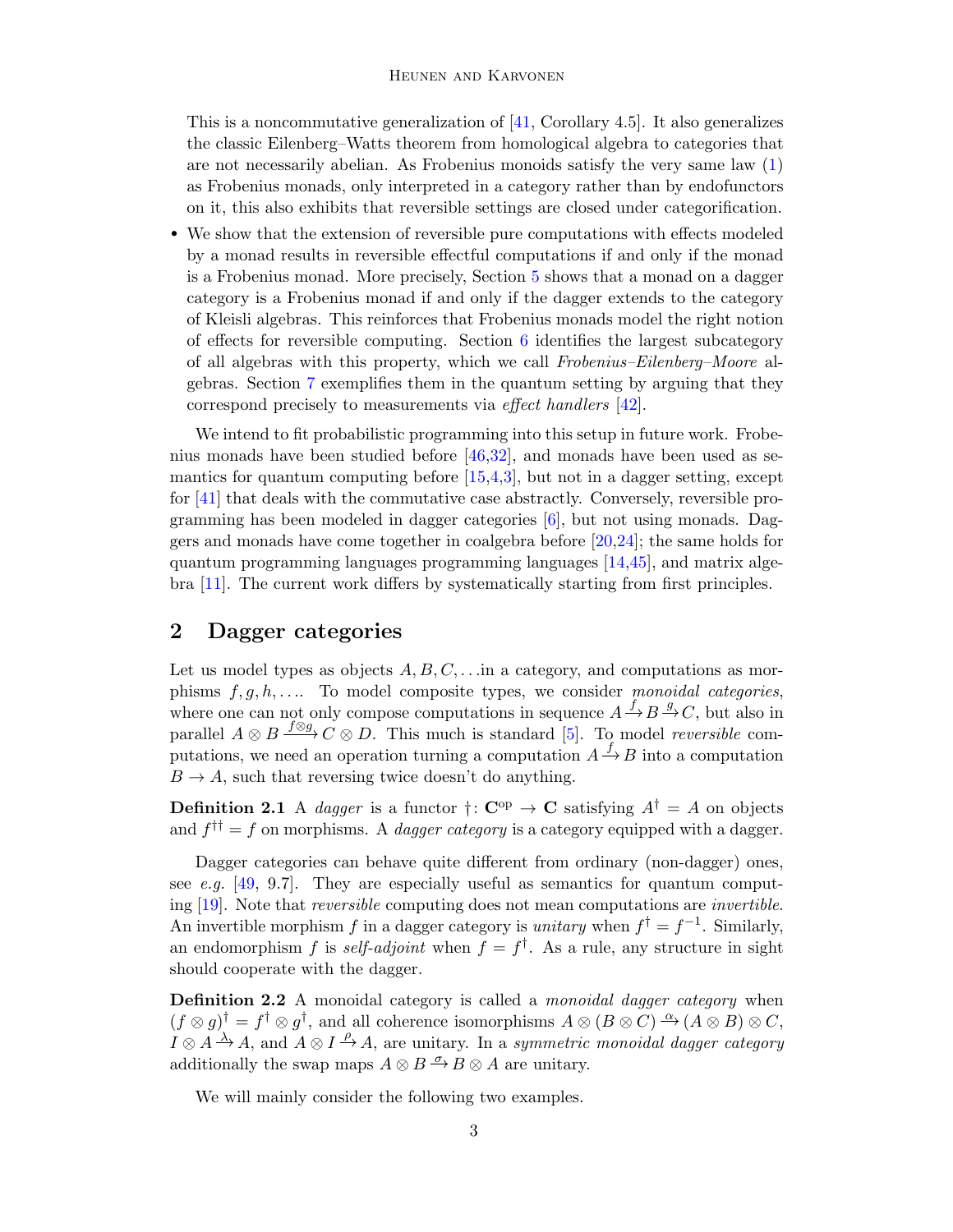This is a noncommutative generalization of [41, Corollary 4.5]. It also generalizes the classic Eilenberg–Watts theorem from homological algebra to categories that are not necessarily abelian. As Frobenius monoids satisfy the very same law (1) as Frobenius monads, only interpreted in a category rather than by endofunctors on it, this also exhibits that reversible settings are closed under categorification.

- We show that the extension of reversible pure computations with effects modeled by a monad results in reversible effectful computations if and only if the monad is a Frobenius monad. More precisely, Section 5 shows that a monad on a dagger category is a Frobenius monad if and only if the dagger extends to the category of Kleisli algebras. This reinforces that Frobenius monads model the right notion of effects for reversible computing. Section 6 identifies the largest subcategory of all algebras with this property, which we call *Frobenius–Eilenberg–Moore* algebras. Section 7 exemplifies them in the quantum setting by arguing that they correspond precisely to measurements via *effect handlers* [42].

We intend to fit probabilistic programming into this setup in future work. Frobenius monads have been studied before [46,32], and monads have been used as semantics for quantum computing before [15,4,3], but not in a dagger setting, except for [41] that deals with the commutative case abstractly. Conversely, reversible programming has been modeled in dagger categories [6], but not using monads. Daggers and monads have come together in coalgebra before [20,24]; the same holds for quantum programming languages programming languages [14,45], and matrix algebra [11]. The current work differs by systematically starting from first principles.

## 2 Dagger categories

Let us model types as objects $A, B, C, \ldots$ in a category, and computations as morphisms $f, g, h, \ldots$. To model composite types, we consider *monoidal categories*, where one can not only compose computations in sequence $A \xrightarrow{f} B \xrightarrow{g} C$, but also in parallel $A \otimes B \xrightarrow{f \otimes g} C \otimes D$. This much is standard [5]. To model *reversible* computations, we need an operation turning a computation $A \xrightarrow{f} B$ into a computation $B \to A$, such that reversing twice doesn't do anything.

**Definition 2.1** A *dagger* is a functor $\dagger \colon \mathbf{C}^{\mathrm{op}} \to \mathbf{C}$ satisfying $A^\dagger = A$ on objects and $f^{\dagger\dagger} = f$ on morphisms. A *dagger category* is a category equipped with a dagger.

Dagger categories can behave quite different from ordinary (non-dagger) ones, see *e.g.* [49, 9.7]. They are especially useful as semantics for quantum computing [19]. Note that *reversible* computing does not mean computations are *invertible*. An invertible morphism $f$ in a dagger category is *unitary* when $f^\dagger = f^{-1}$. Similarly, an endomorphism $f$ is *self-adjoint* when $f = f^\dagger$. As a rule, any structure in sight should cooperate with the dagger.

**Definition 2.2** A monoidal category is called a *monoidal dagger category* when $(f \otimes g)^\dagger = f^\dagger \otimes g^\dagger$, and all coherence isomorphisms $A \otimes (B \otimes C) \xrightarrow{\alpha} (A \otimes B) \otimes C$, $I \otimes A \xrightarrow{\lambda} A$, and $A \otimes I \xrightarrow{\rho} A$, are unitary. In a *symmetric monoidal dagger category* additionally the swap maps $A \otimes B \xrightarrow{\sigma} B \otimes A$ are unitary.

We will mainly consider the following two examples.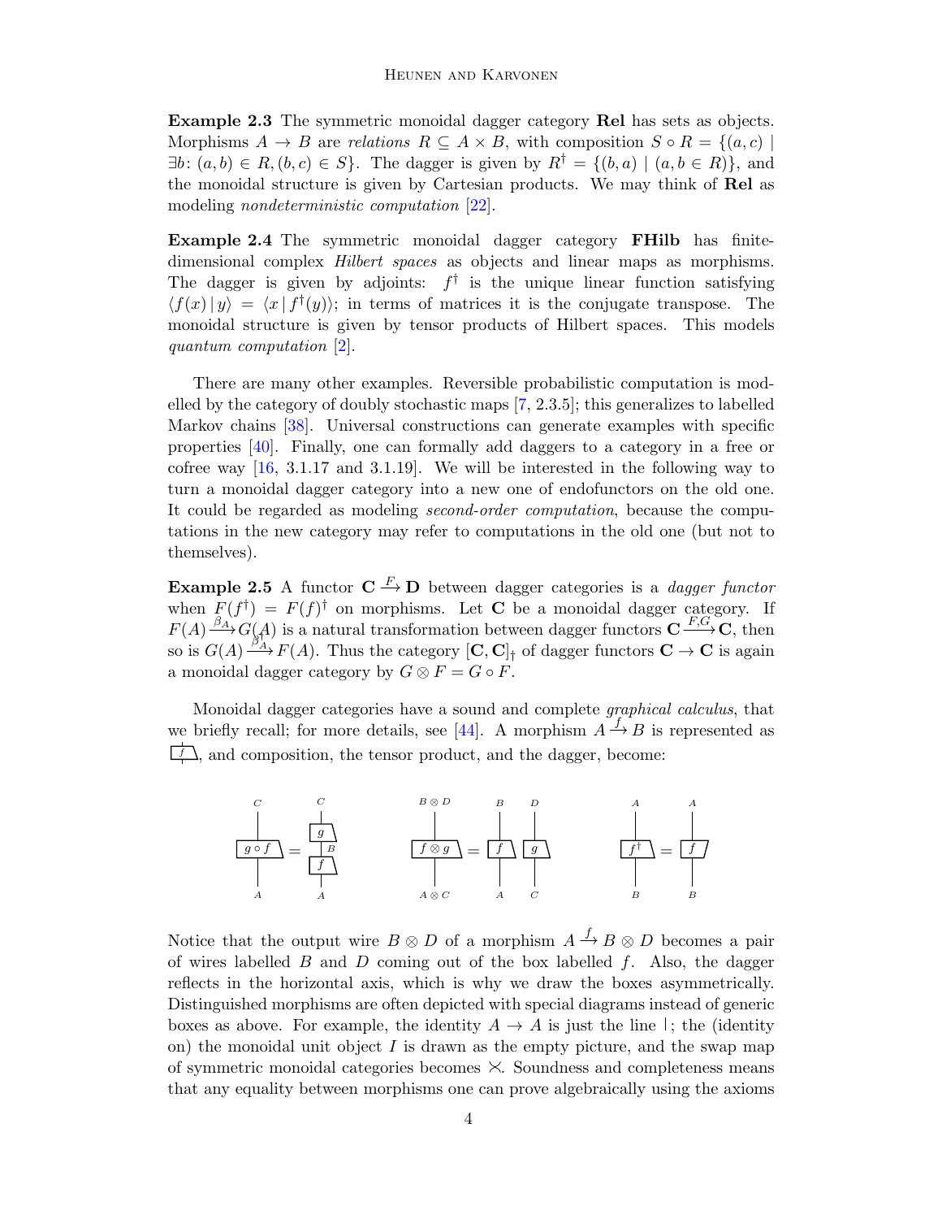**Example 2.3** The symmetric monoidal dagger category **Rel** has sets as objects. Morphisms $A \to B$ are *relations* $R \subseteq A \times B$, with composition $S \circ R = \{(a, c) \mid \exists b \colon (a, b) \in R, (b, c) \in S\}$. The dagger is given by $R^\dagger = \{(b, a) \mid (a, b \in R)\}$, and the monoidal structure is given by Cartesian products. We may think of **Rel** as modeling *nondeterministic computation* [22].

**Example 2.4** The symmetric monoidal dagger category **FHilb** has finite-dimensional complex *Hilbert spaces* as objects and linear maps as morphisms. The dagger is given by adjoints: $f^\dagger$ is the unique linear function satisfying $\langle f(x) \mid y \rangle = \langle x \mid f^\dagger(y) \rangle$; in terms of matrices it is the conjugate transpose. The monoidal structure is given by tensor products of Hilbert spaces. This models *quantum computation* [2].

There are many other examples. Reversible probabilistic computation is modelled by the category of doubly stochastic maps [7, 2.3.5]; this generalizes to labelled Markov chains [38]. Universal constructions can generate examples with specific properties [40]. Finally, one can formally add daggers to a category in a free or cofree way [16, 3.1.17 and 3.1.19]. We will be interested in the following way to turn a monoidal dagger category into a new one of endofunctors on the old one. It could be regarded as modeling *second-order computation*, because the computations in the new category may refer to computations in the old one (but not to themselves).

**Example 2.5** A functor $\mathbf{C} \xrightarrow{F} \mathbf{D}$ between dagger categories is a *dagger functor* when $F(f^\dagger) = F(f)^\dagger$ on morphisms. Let $\mathbf{C}$ be a monoidal dagger category. If $F(A) \xrightarrow{\beta_A} G(A)$ is a natural transformation between dagger functors $\mathbf{C} \xrightarrow{F,G} \mathbf{C}$, then so is $G(A) \xrightarrow{\beta_A^\dagger} F(A)$. Thus the category $[\mathbf{C}, \mathbf{C}]_\dagger$ of dagger functors $\mathbf{C} \to \mathbf{C}$ is again a monoidal dagger category by $G \otimes F = G \circ F$.

Monoidal dagger categories have a sound and complete *graphical calculus*, that we briefly recall; for more details, see [44]. A morphism $A \xrightarrow{f} B$ is represented as a box labelled $f$, and composition, the tensor product, and the dagger, become:

Notice that the output wire $B \otimes D$ of a morphism $A \xrightarrow{f} B \otimes D$ becomes a pair of wires labelled $B$ and $D$ coming out of the box labelled $f$. Also, the dagger reflects in the horizontal axis, which is why we draw the boxes asymmetrically. Distinguished morphisms are often depicted with special diagrams instead of generic boxes as above. For example, the identity $A \to A$ is just the line $|$; the (identity on) the monoidal unit object $I$ is drawn as the empty picture, and the swap map of symmetric monoidal categories becomes $\times$. Soundness and completeness means that any equality between morphisms one can prove algebraically using the axioms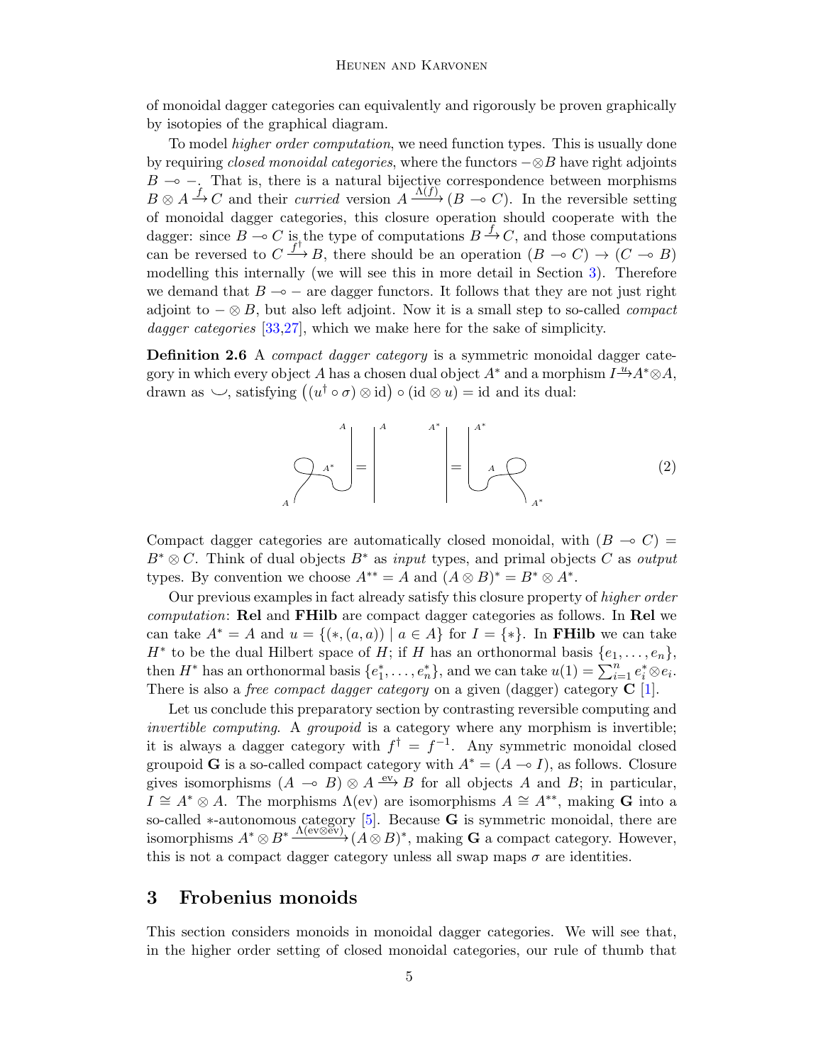of monoidal dagger categories can equivalently and rigorously be proven graphically by isotopies of the graphical diagram.

To model *higher order computation*, we need function types. This is usually done by requiring *closed monoidal categories*, where the functors $-\otimes B$ have right adjoints $B \multimap -$. That is, there is a natural bijective correspondence between morphisms $B \otimes A \xrightarrow{f} C$ and their *curried* version $A \xrightarrow{\Lambda(f)} (B \multimap C)$. In the reversible setting of monoidal dagger categories, this closure operation should cooperate with the dagger: since $B \multimap C$ is the type of computations $B \xrightarrow{f} C$, and those computations can be reversed to $C \xrightarrow{f^\dagger} B$, there should be an operation $(B \multimap C) \to (C \multimap B)$ modelling this internally (we will see this in more detail in Section 3). Therefore we demand that $B \multimap -$ are dagger functors. It follows that they are not just right adjoint to $- \otimes B$, but also left adjoint. Now it is a small step to so-called *compact dagger categories* [33,27], which we make here for the sake of simplicity.

**Definition 2.6** A *compact dagger category* is a symmetric monoidal dagger category in which every object $A$ has a chosen dual object $A^*$ and a morphism $I \xrightarrow{u} A^* \otimes A$, drawn as $\smile$, satisfying $\big((u^\dagger \circ \sigma) \otimes \mathrm{id}\big) \circ (\mathrm{id} \otimes u) = \mathrm{id}$ and its dual:

$$(2)$$

Compact dagger categories are automatically closed monoidal, with $(B \multimap C) = B^* \otimes C$. Think of dual objects $B^*$ as *input* types, and primal objects $C$ as *output* types. By convention we choose $A^{**} = A$ and $(A \otimes B)^* = B^* \otimes A^*$.

Our previous examples in fact already satisfy this closure property of *higher order computation*: **Rel** and **FHilb** are compact dagger categories as follows. In **Rel** we can take $A^* = A$ and $u = \{(*, (a, a)) \mid a \in A\}$ for $I = \{*\}$. In **FHilb** we can take $H^*$ to be the dual Hilbert space of $H$; if $H$ has an orthonormal basis $\{e_1, \ldots, e_n\}$, then $H^*$ has an orthonormal basis $\{e_1^*, \ldots, e_n^*\}$, and we can take $u(1) = \sum_{i=1}^n e_i^* \otimes e_i$. There is also a *free compact dagger category* on a given (dagger) category $\mathbf{C}$ [1].

Let us conclude this preparatory section by contrasting reversible computing and *invertible computing*. A *groupoid* is a category where any morphism is invertible; it is always a dagger category with $f^\dagger = f^{-1}$. Any symmetric monoidal closed groupoid $\mathbf{G}$ is a so-called compact category with $A^* = (A \multimap I)$, as follows. Closure gives isomorphisms $(A \multimap B) \otimes A \xrightarrow{\mathrm{ev}} B$ for all objects $A$ and $B$; in particular, $I \cong A^* \otimes A$. The morphisms $\Lambda(\mathrm{ev})$ are isomorphisms $A \cong A^{**}$, making $\mathbf{G}$ into a so-called $*$-autonomous category [5]. Because $\mathbf{G}$ is symmetric monoidal, there are isomorphisms $A^* \otimes B^* \xrightarrow{\Lambda(\mathrm{ev}\otimes\mathrm{ev})} (A \otimes B)^*$, making $\mathbf{G}$ a compact category. However, this is not a compact dagger category unless all swap maps $\sigma$ are identities.

## 3 Frobenius monoids

This section considers monoids in monoidal dagger categories. We will see that, in the higher order setting of closed monoidal categories, our rule of thumb that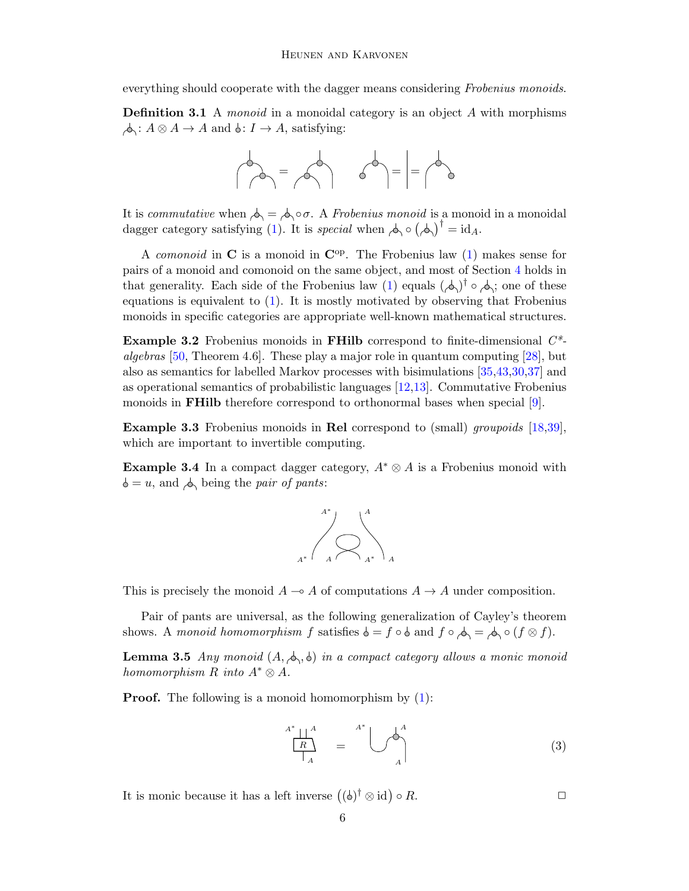everything should cooperate with the dagger means considering *Frobenius monoids*.

**Definition 3.1** A *monoid* in a monoidal category is an object $A$ with morphisms $\mu\colon A \otimes A \to A$ and $\eta\colon I \to A$, satisfying:

It is *commutative* when $\mu = \mu \circ \sigma$. A *Frobenius monoid* is a monoid in a monoidal dagger category satisfying (1). It is *special* when $\mu \circ (\mu)^\dagger = \mathrm{id}_A$.

A *comonoid* in $\mathbf{C}$ is a monoid in $\mathbf{C}^{\mathrm{op}}$. The Frobenius law (1) makes sense for pairs of a monoid and comonoid on the same object, and most of Section 4 holds in that generality. Each side of the Frobenius law (1) equals $(\mu)^\dagger \circ \mu$; one of these equations is equivalent to (1). It is mostly motivated by observing that Frobenius monoids in specific categories are appropriate well-known mathematical structures.

**Example 3.2** Frobenius monoids in **FHilb** correspond to finite-dimensional *C\*-algebras* [50, Theorem 4.6]. These play a major role in quantum computing [28], but also as semantics for labelled Markov processes with bisimulations [35,43,30,37] and as operational semantics of probabilistic languages [12,13]. Commutative Frobenius monoids in **FHilb** therefore correspond to orthonormal bases when special [9].

**Example 3.3** Frobenius monoids in **Rel** correspond to (small) *groupoids* [18,39], which are important to invertible computing.

**Example 3.4** In a compact dagger category, $A^* \otimes A$ is a Frobenius monoid with $\eta = u$, and $\mu$ being the *pair of pants*:

This is precisely the monoid $A \multimap A$ of computations $A \to A$ under composition.

Pair of pants are universal, as the following generalization of Cayley's theorem shows. A *monoid homomorphism* $f$ satisfies $\eta = f \circ \eta$ and $f \circ \mu = \mu \circ (f \otimes f)$.

**Lemma 3.5** *Any monoid $(A, \mu, \eta)$ in a compact category allows a monic monoid homomorphism $R$ into $A^* \otimes A$.*

**Proof.** The following is a monoid homomorphism by (1):

$$R \quad = \quad (\text{cup on } A^*, A \text{ composed with } \mu) \tag{3}$$

It is monic because it has a left inverse $\big((\eta)^\dagger \otimes \mathrm{id}\big) \circ R$. □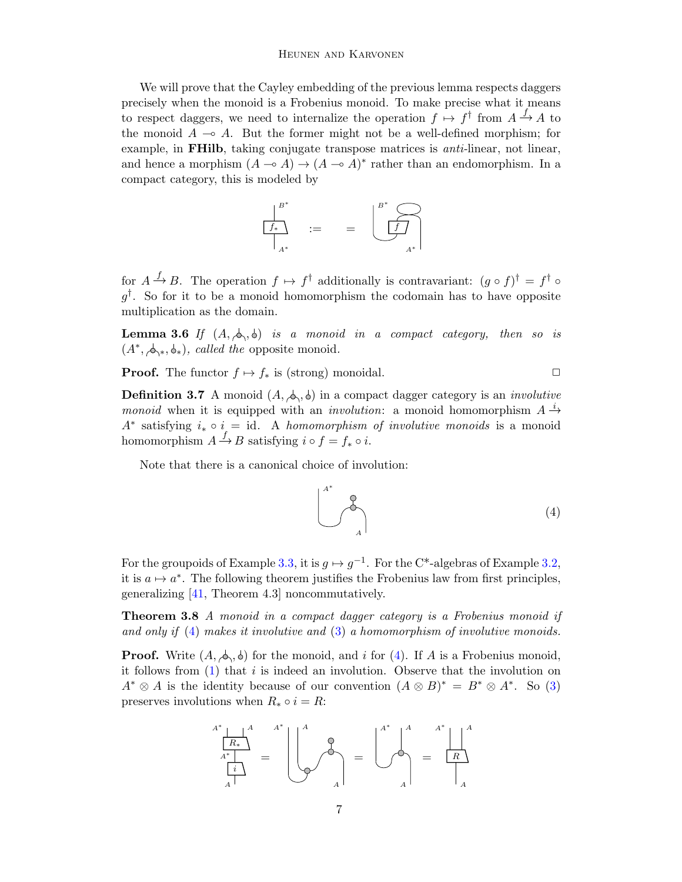We will prove that the Cayley embedding of the previous lemma respects daggers precisely when the monoid is a Frobenius monoid. To make precise what it means to respect daggers, we need to internalize the operation $f \mapsto f^\dagger$ from $A \xrightarrow{f} A$ to the monoid $A \multimap A$. But the former might not be a well-defined morphism; for example, in **FHilb**, taking conjugate transpose matrices is *anti*-linear, not linear, and hence a morphism $(A \multimap A) \to (A \multimap A)^*$ rather than an endomorphism. In a compact category, this is modeled by

$$f_* \quad := \quad (\text{diagram with } f, B^*, A^*)$$

for $A \xrightarrow{f} B$. The operation $f \mapsto f^\dagger$ additionally is contravariant: $(g \circ f)^\dagger = f^\dagger \circ g^\dagger$. So for it to be a monoid homomorphism the codomain has to have opposite multiplication as the domain.

**Lemma 3.6** *If* $(A, \text{mult}, \text{unit})$ *is a monoid in a compact category, then so is* $(A^*, \text{mult}_*, \text{unit}_*)$*, called the* opposite monoid*.*

**Proof.** The functor $f \mapsto f_*$ is (strong) monoidal. □

**Definition 3.7** A monoid $(A, \text{mult}, \text{unit})$ in a compact dagger category is an *involutive monoid* when it is equipped with an *involution*: a monoid homomorphism $A \xrightarrow{i} A^*$ satisfying $i_* \circ i = \mathrm{id}$. A *homomorphism of involutive monoids* is a monoid homomorphism $A \xrightarrow{f} B$ satisfying $i \circ f = f_* \circ i$.

Note that there is a canonical choice of involution:

$$(\text{diagram from } A \text{ to } A^*) \tag{4}$$

For the groupoids of Example 3.3, it is $g \mapsto g^{-1}$. For the C*-algebras of Example 3.2, it is $a \mapsto a^*$. The following theorem justifies the Frobenius law from first principles, generalizing [41, Theorem 4.3] noncommutatively.

**Theorem 3.8** *A monoid in a compact dagger category is a Frobenius monoid if and only if* (4) *makes it involutive and* (3) *a homomorphism of involutive monoids.*

**Proof.** Write $(A, \text{mult}, \text{unit})$ for the monoid, and $i$ for (4). If $A$ is a Frobenius monoid, it follows from (1) that $i$ is indeed an involution. Observe that the involution on $A^* \otimes A$ is the identity because of our convention $(A \otimes B)^* = B^* \otimes A^*$. So (3) preserves involutions when $R_* \circ i = R$:

$$R_* \circ i \;=\; (\text{diagram}) \;=\; (\text{diagram}) \;=\; R$$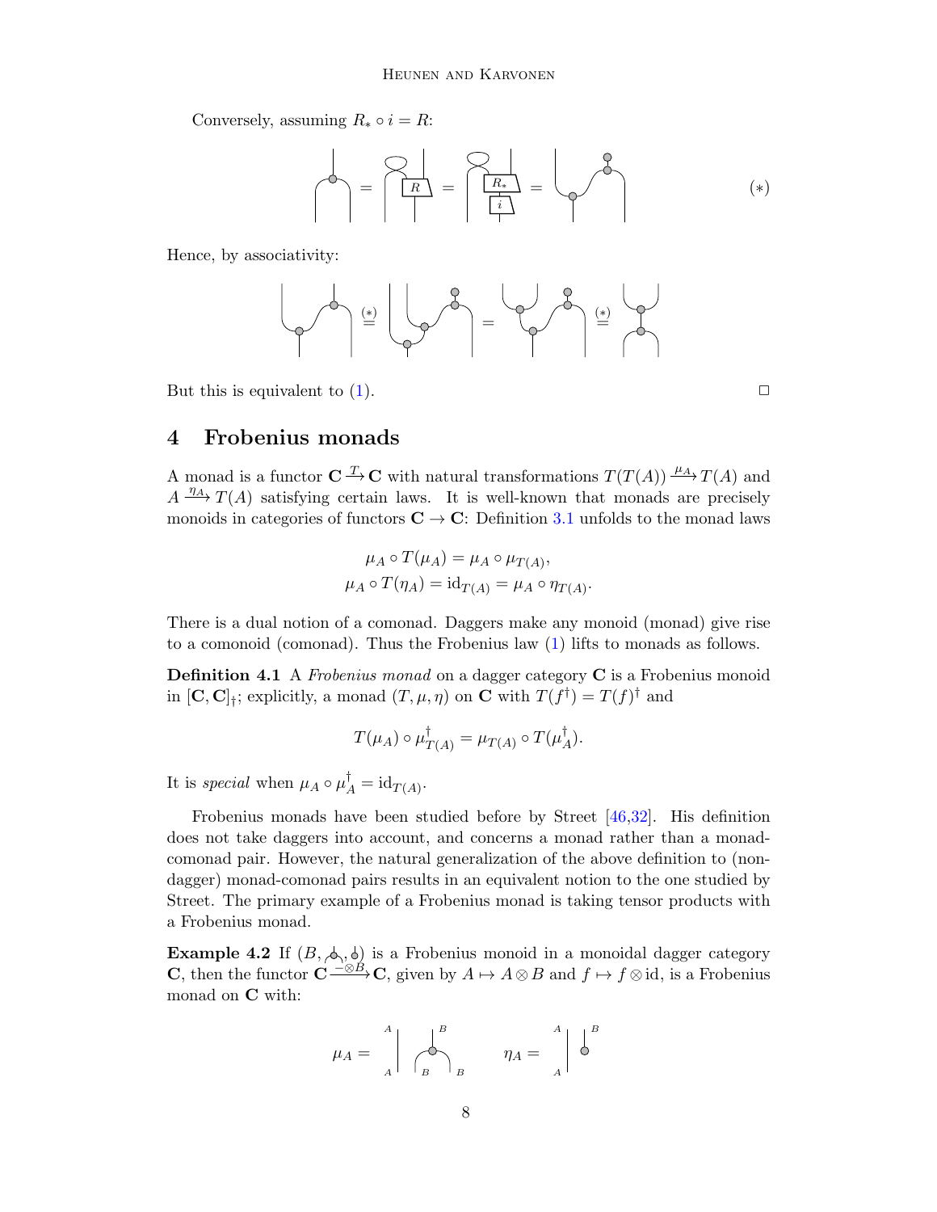Conversely, assuming $R_* \circ i = R$:

$$(*)$$

Hence, by associativity:

But this is equivalent to (1). □

## 4 Frobenius monads

A monad is a functor $\mathbf{C} \xrightarrow{T} \mathbf{C}$ with natural transformations $T(T(A)) \xrightarrow{\mu_A} T(A)$ and $A \xrightarrow{\eta_A} T(A)$ satisfying certain laws. It is well-known that monads are precisely monoids in categories of functors $\mathbf{C} \to \mathbf{C}$: Definition 3.1 unfolds to the monad laws

$$\mu_A \circ T(\mu_A) = \mu_A \circ \mu_{T(A)},$$
$$\mu_A \circ T(\eta_A) = \mathrm{id}_{T(A)} = \mu_A \circ \eta_{T(A)}.$$

There is a dual notion of a comonad. Daggers make any monoid (monad) give rise to a comonoid (comonad). Thus the Frobenius law (1) lifts to monads as follows.

**Definition 4.1** A *Frobenius monad* on a dagger category $\mathbf{C}$ is a Frobenius monoid in $[\mathbf{C}, \mathbf{C}]_\dagger$; explicitly, a monad $(T, \mu, \eta)$ on $\mathbf{C}$ with $T(f^\dagger) = T(f)^\dagger$ and

$$T(\mu_A) \circ \mu^\dagger_{T(A)} = \mu_{T(A)} \circ T(\mu^\dagger_A).$$

It is *special* when $\mu_A \circ \mu^\dagger_A = \mathrm{id}_{T(A)}$.

Frobenius monads have been studied before by Street [46,32]. His definition does not take daggers into account, and concerns a monad rather than a monad-comonad pair. However, the natural generalization of the above definition to (non-dagger) monad-comonad pairs results in an equivalent notion to the one studied by Street. The primary example of a Frobenius monad is taking tensor products with a Frobenius monad.

**Example 4.2** If $(B, \mu, \eta)$ is a Frobenius monoid in a monoidal dagger category $\mathbf{C}$, then the functor $\mathbf{C} \xrightarrow{-\otimes B} \mathbf{C}$, given by $A \mapsto A \otimes B$ and $f \mapsto f \otimes \mathrm{id}$, is a Frobenius monad on $\mathbf{C}$ with:

$$\mu_A = \qquad \eta_A =$$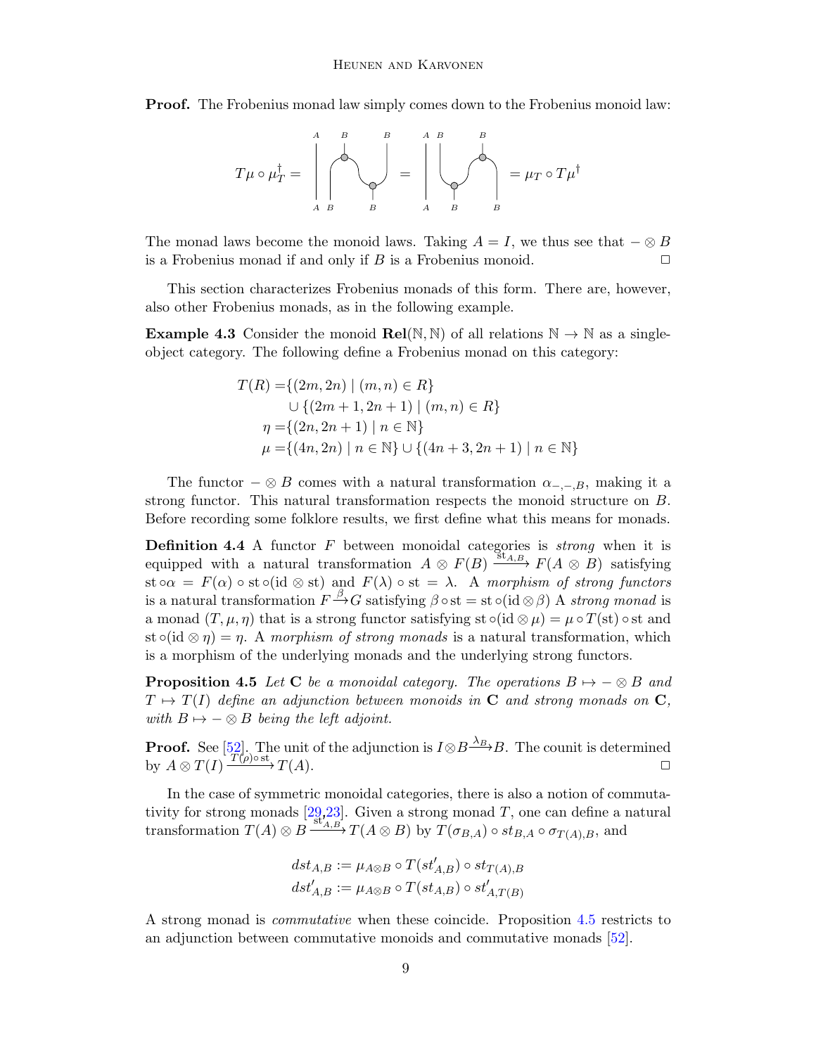**Proof.** The Frobenius monad law simply comes down to the Frobenius monoid law:

$$T\mu \circ \mu_T^\dagger = \quad [\text{diagram}] \quad = \quad [\text{diagram}] \quad = \mu_T \circ T\mu^\dagger$$

The monad laws become the monoid laws. Taking $A = I$, we thus see that $- \otimes B$ is a Frobenius monad if and only if $B$ is a Frobenius monoid. □

This section characterizes Frobenius monads of this form. There are, however, also other Frobenius monads, as in the following example.

**Example 4.3** Consider the monoid $\mathbf{Rel}(\mathbb{N}, \mathbb{N})$ of all relations $\mathbb{N} \to \mathbb{N}$ as a single-object category. The following define a Frobenius monad on this category:

$$\begin{aligned} T(R) =& \{(2m, 2n) \mid (m,n) \in R\} \\ & \cup \{(2m+1, 2n+1) \mid (m,n) \in R\} \\ \eta =& \{(2n, 2n+1) \mid n \in \mathbb{N}\} \\ \mu =& \{(4n, 2n) \mid n \in \mathbb{N}\} \cup \{(4n+3, 2n+1) \mid n \in \mathbb{N}\} \end{aligned}$$

The functor $- \otimes B$ comes with a natural transformation $\alpha_{-,-,B}$, making it a strong functor. This natural transformation respects the monoid structure on $B$. Before recording some folklore results, we first define what this means for monads.

**Definition 4.4** A functor $F$ between monoidal categories is *strong* when it is equipped with a natural transformation $A \otimes F(B) \xrightarrow{\mathrm{st}_{A,B}} F(A \otimes B)$ satisfying $\mathrm{st} \circ \alpha = F(\alpha) \circ \mathrm{st} \circ (\mathrm{id} \otimes \mathrm{st})$ and $F(\lambda) \circ \mathrm{st} = \lambda$. A *morphism of strong functors* is a natural transformation $F \xrightarrow{\beta} G$ satisfying $\beta \circ \mathrm{st} = \mathrm{st} \circ (\mathrm{id} \otimes \beta)$ A *strong monad* is a monad $(T, \mu, \eta)$ that is a strong functor satisfying $\mathrm{st} \circ (\mathrm{id} \otimes \mu) = \mu \circ T(\mathrm{st}) \circ \mathrm{st}$ and $\mathrm{st} \circ (\mathrm{id} \otimes \eta) = \eta$. A *morphism of strong monads* is a natural transformation, which is a morphism of the underlying monads and the underlying strong functors.

**Proposition 4.5** *Let* $\mathbf{C}$ *be a monoidal category. The operations* $B \mapsto - \otimes B$ *and* $T \mapsto T(I)$ *define an adjunction between monoids in* $\mathbf{C}$ *and strong monads on* $\mathbf{C}$, *with* $B \mapsto - \otimes B$ *being the left adjoint.*

**Proof.** See [52]. The unit of the adjunction is $I \otimes B \xrightarrow{\lambda_B} B$. The counit is determined by $A \otimes T(I) \xrightarrow{T(\rho) \circ \mathrm{st}} T(A)$. □

In the case of symmetric monoidal categories, there is also a notion of commutativity for strong monads [29,23]. Given a strong monad $T$, one can define a natural transformation $T(A) \otimes B \xrightarrow{\mathrm{st}'_{A,B}} T(A \otimes B)$ by $T(\sigma_{B,A}) \circ st_{B,A} \circ \sigma_{T(A),B}$, and

$$\begin{aligned} dst_{A,B} &:= \mu_{A \otimes B} \circ T(st'_{A,B}) \circ st_{T(A),B} \\ dst'_{A,B} &:= \mu_{A \otimes B} \circ T(st_{A,B}) \circ st'_{A,T(B)} \end{aligned}$$

A strong monad is *commutative* when these coincide. Proposition 4.5 restricts to an adjunction between commutative monoids and commutative monads [52].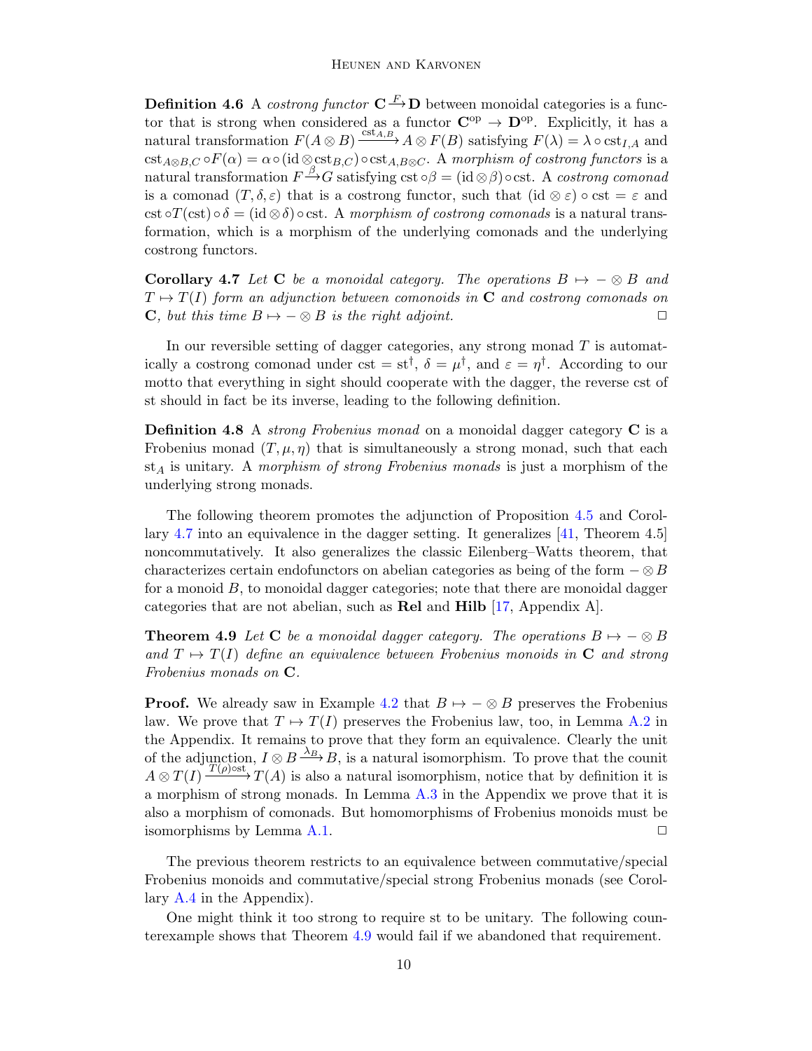**Definition 4.6** A *costrong functor* $\mathbf{C} \xrightarrow{F} \mathbf{D}$ between monoidal categories is a functor that is strong when considered as a functor $\mathbf{C}^{\text{op}} \to \mathbf{D}^{\text{op}}$. Explicitly, it has a natural transformation $F(A \otimes B) \xrightarrow{\text{cst}_{A,B}} A \otimes F(B)$ satisfying $F(\lambda) = \lambda \circ \text{cst}_{I,A}$ and $\text{cst}_{A \otimes B,C} \circ F(\alpha) = \alpha \circ (\text{id} \otimes \text{cst}_{B,C}) \circ \text{cst}_{A,B \otimes C}$. A *morphism of costrong functors* is a natural transformation $F \xrightarrow{\beta} G$ satisfying $\text{cst} \circ \beta = (\text{id} \otimes \beta) \circ \text{cst}$. A *costrong comonad* is a comonad $(T, \delta, \varepsilon)$ that is a costrong functor, such that $(\text{id} \otimes \varepsilon) \circ \text{cst} = \varepsilon$ and $\text{cst} \circ T(\text{cst}) \circ \delta = (\text{id} \otimes \delta) \circ \text{cst}$. A *morphism of costrong comonads* is a natural transformation, which is a morphism of the underlying comonads and the underlying costrong functors.

**Corollary 4.7** *Let* $\mathbf{C}$ *be a monoidal category. The operations* $B \mapsto - \otimes B$ *and* $T \mapsto T(I)$ *form an adjunction between comonoids in* $\mathbf{C}$ *and costrong comonads on* $\mathbf{C}$*, but this time* $B \mapsto - \otimes B$ *is the right adjoint.* □

In our reversible setting of dagger categories, any strong monad $T$ is automatically a costrong comonad under $\text{cst} = \text{st}^\dagger$, $\delta = \mu^\dagger$, and $\varepsilon = \eta^\dagger$. According to our motto that everything in sight should cooperate with the dagger, the reverse cst of st should in fact be its inverse, leading to the following definition.

**Definition 4.8** A *strong Frobenius monad* on a monoidal dagger category $\mathbf{C}$ is a Frobenius monad $(T, \mu, \eta)$ that is simultaneously a strong monad, such that each $\text{st}_A$ is unitary. A *morphism of strong Frobenius monads* is just a morphism of the underlying strong monads.

The following theorem promotes the adjunction of Proposition 4.5 and Corollary 4.7 into an equivalence in the dagger setting. It generalizes [41, Theorem 4.5] noncommutatively. It also generalizes the classic Eilenberg–Watts theorem, that characterizes certain endofunctors on abelian categories as being of the form $- \otimes B$ for a monoid $B$, to monoidal dagger categories; note that there are monoidal dagger categories that are not abelian, such as **Rel** and **Hilb** [17, Appendix A].

**Theorem 4.9** *Let* $\mathbf{C}$ *be a monoidal dagger category. The operations* $B \mapsto - \otimes B$ *and* $T \mapsto T(I)$ *define an equivalence between Frobenius monoids in* $\mathbf{C}$ *and strong Frobenius monads on* $\mathbf{C}$.

**Proof.** We already saw in Example 4.2 that $B \mapsto - \otimes B$ preserves the Frobenius law. We prove that $T \mapsto T(I)$ preserves the Frobenius law, too, in Lemma A.2 in the Appendix. It remains to prove that they form an equivalence. Clearly the unit of the adjunction, $I \otimes B \xrightarrow{\lambda_B} B$, is a natural isomorphism. To prove that the counit $A \otimes T(I) \xrightarrow{T(\rho) \circ \text{st}} T(A)$ is also a natural isomorphism, notice that by definition it is a morphism of strong monads. In Lemma A.3 in the Appendix we prove that it is also a morphism of comonads. But homomorphisms of Frobenius monoids must be isomorphisms by Lemma A.1. □

The previous theorem restricts to an equivalence between commutative/special Frobenius monoids and commutative/special strong Frobenius monads (see Corollary A.4 in the Appendix).

One might think it too strong to require st to be unitary. The following counterexample shows that Theorem 4.9 would fail if we abandoned that requirement.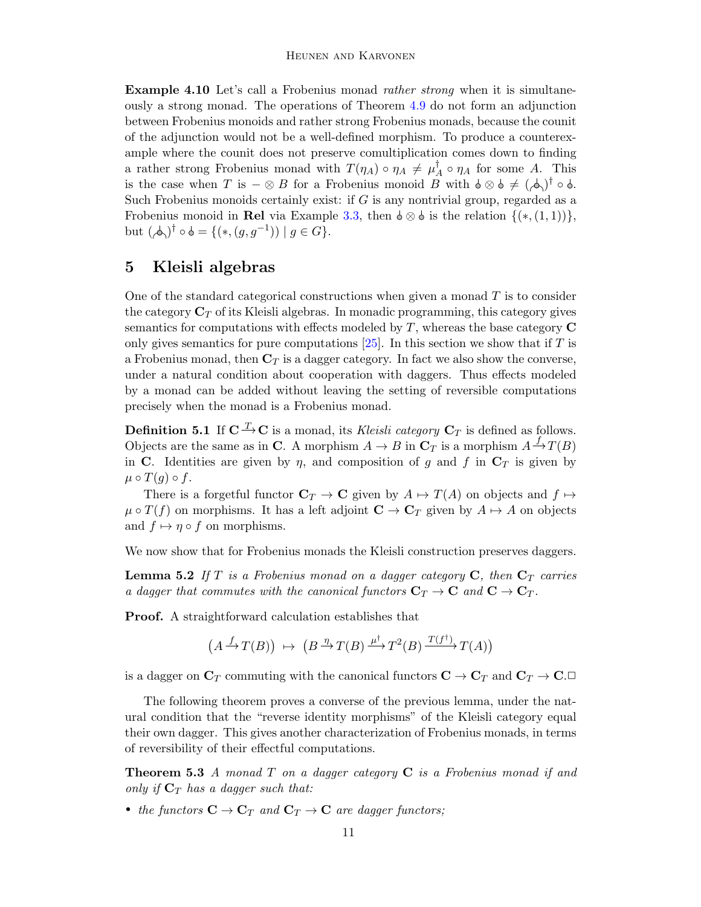**Example 4.10** Let's call a Frobenius monad *rather strong* when it is simultaneously a strong monad. The operations of Theorem 4.9 do not form an adjunction between Frobenius monoids and rather strong Frobenius monads, because the counit of the adjunction would not be a well-defined morphism. To produce a counterexample where the counit does not preserve comultiplication comes down to finding a rather strong Frobenius monad with $T(\eta_A) \circ \eta_A \neq \mu_A^\dagger \circ \eta_A$ for some $A$. This is the case when $T$ is $- \otimes B$ for a Frobenius monoid $B$ with ⫯ $\otimes$ ⫯ $\neq$ (⋏)$^\dagger \circ$ ⫯. Such Frobenius monoids certainly exist: if $G$ is any nontrivial group, regarded as a Frobenius monoid in **Rel** via Example 3.3, then ⫯ $\otimes$ ⫯ is the relation $\{(*, (1,1))\}$, but (⋏)$^\dagger \circ$ ⫯ $= \{(*, (g, g^{-1})) \mid g \in G\}$.

# 5 Kleisli algebras

One of the standard categorical constructions when given a monad $T$ is to consider the category $\mathbf{C}_T$ of its Kleisli algebras. In monadic programming, this category gives semantics for computations with effects modeled by $T$, whereas the base category $\mathbf{C}$ only gives semantics for pure computations [25]. In this section we show that if $T$ is a Frobenius monad, then $\mathbf{C}_T$ is a dagger category. In fact we also show the converse, under a natural condition about cooperation with daggers. Thus effects modeled by a monad can be added without leaving the setting of reversible computations precisely when the monad is a Frobenius monad.

**Definition 5.1** If $\mathbf{C} \xrightarrow{T} \mathbf{C}$ is a monad, its *Kleisli category* $\mathbf{C}_T$ is defined as follows. Objects are the same as in $\mathbf{C}$. A morphism $A \to B$ in $\mathbf{C}_T$ is a morphism $A \xrightarrow{f} T(B)$ in $\mathbf{C}$. Identities are given by $\eta$, and composition of $g$ and $f$ in $\mathbf{C}_T$ is given by $\mu \circ T(g) \circ f$.

There is a forgetful functor $\mathbf{C}_T \to \mathbf{C}$ given by $A \mapsto T(A)$ on objects and $f \mapsto \mu \circ T(f)$ on morphisms. It has a left adjoint $\mathbf{C} \to \mathbf{C}_T$ given by $A \mapsto A$ on objects and $f \mapsto \eta \circ f$ on morphisms.

We now show that for Frobenius monads the Kleisli construction preserves daggers.

**Lemma 5.2** *If $T$ is a Frobenius monad on a dagger category $\mathbf{C}$, then $\mathbf{C}_T$ carries a dagger that commutes with the canonical functors $\mathbf{C}_T \to \mathbf{C}$ and $\mathbf{C} \to \mathbf{C}_T$.*

**Proof.** A straightforward calculation establishes that

$$\big(A \xrightarrow{f} T(B)\big) \;\mapsto\; \big(B \xrightarrow{\eta} T(B) \xrightarrow{\mu^\dagger} T^2(B) \xrightarrow{T(f^\dagger)} T(A)\big)$$

is a dagger on $\mathbf{C}_T$ commuting with the canonical functors $\mathbf{C} \to \mathbf{C}_T$ and $\mathbf{C}_T \to \mathbf{C}$. □

The following theorem proves a converse of the previous lemma, under the natural condition that the "reverse identity morphisms" of the Kleisli category equal their own dagger. This gives another characterization of Frobenius monads, in terms of reversibility of their effectful computations.

**Theorem 5.3** *A monad $T$ on a dagger category $\mathbf{C}$ is a Frobenius monad if and only if $\mathbf{C}_T$ has a dagger such that:*

- *the functors $\mathbf{C} \to \mathbf{C}_T$ and $\mathbf{C}_T \to \mathbf{C}$ are dagger functors;*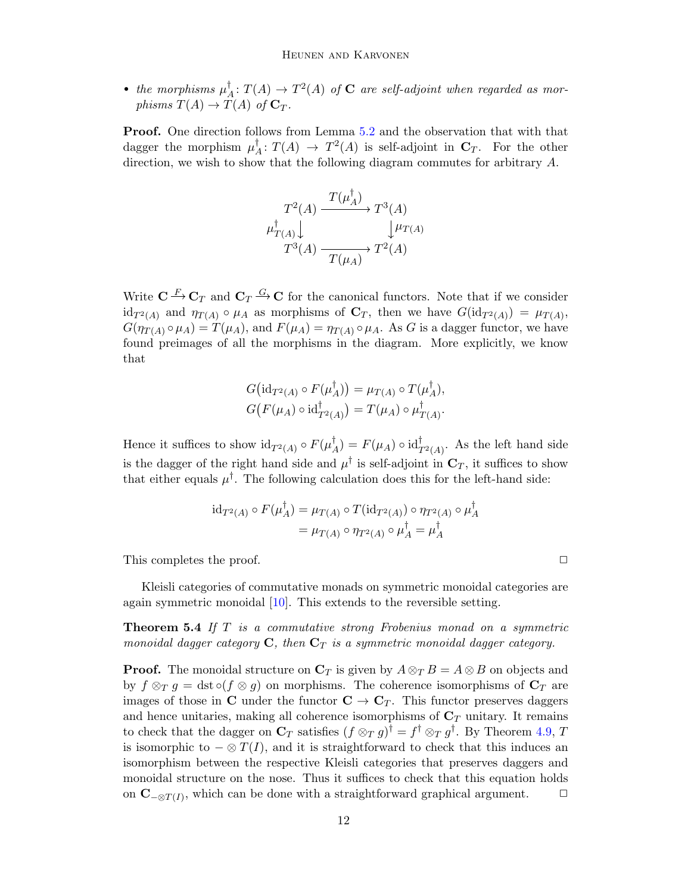- *the morphisms $\mu_A^\dagger \colon T(A) \to T^2(A)$ of $\mathbf{C}$ are self-adjoint when regarded as morphisms $T(A) \to T(A)$ of $\mathbf{C}_T$.*

**Proof.** One direction follows from Lemma 5.2 and the observation that with that dagger the morphism $\mu_A^\dagger \colon T(A) \to T^2(A)$ is self-adjoint in $\mathbf{C}_T$. For the other direction, we wish to show that the following diagram commutes for arbitrary $A$.

$$\begin{array}{ccc} T^2(A) & \xrightarrow{T(\mu_A^\dagger)} & T^3(A) \\ {\scriptstyle \mu_{T(A)}^\dagger}\downarrow & & \downarrow{\scriptstyle \mu_{T(A)}} \\ T^3(A) & \xrightarrow[T(\mu_A)]{} & T^2(A) \end{array}$$

Write $\mathbf{C} \xrightarrow{F} \mathbf{C}_T$ and $\mathbf{C}_T \xrightarrow{G} \mathbf{C}$ for the canonical functors. Note that if we consider $\mathrm{id}_{T^2(A)}$ and $\eta_{T(A)} \circ \mu_A$ as morphisms of $\mathbf{C}_T$, then we have $G(\mathrm{id}_{T^2(A)}) = \mu_{T(A)}$, $G(\eta_{T(A)} \circ \mu_A) = T(\mu_A)$, and $F(\mu_A) = \eta_{T(A)} \circ \mu_A$. As $G$ is a dagger functor, we have found preimages of all the morphisms in the diagram. More explicitly, we know that

$$\begin{aligned} G\big(\mathrm{id}_{T^2(A)} \circ F(\mu_A^\dagger)\big) &= \mu_{T(A)} \circ T(\mu_A^\dagger), \\ G\big(F(\mu_A) \circ \mathrm{id}_{T^2(A)}^\dagger\big) &= T(\mu_A) \circ \mu_{T(A)}^\dagger. \end{aligned}$$

Hence it suffices to show $\mathrm{id}_{T^2(A)} \circ F(\mu_A^\dagger) = F(\mu_A) \circ \mathrm{id}_{T^2(A)}^\dagger$. As the left hand side is the dagger of the right hand side and $\mu^\dagger$ is self-adjoint in $\mathbf{C}_T$, it suffices to show that either equals $\mu^\dagger$. The following calculation does this for the left-hand side:

$$\begin{aligned} \mathrm{id}_{T^2(A)} \circ F(\mu_A^\dagger) &= \mu_{T(A)} \circ T(\mathrm{id}_{T^2(A)}) \circ \eta_{T^2(A)} \circ \mu_A^\dagger \\ &= \mu_{T(A)} \circ \eta_{T^2(A)} \circ \mu_A^\dagger = \mu_A^\dagger \end{aligned}$$

This completes the proof. $\square$

Kleisli categories of commutative monads on symmetric monoidal categories are again symmetric monoidal [10]. This extends to the reversible setting.

**Theorem 5.4** *If $T$ is a commutative strong Frobenius monad on a symmetric monoidal dagger category $\mathbf{C}$, then $\mathbf{C}_T$ is a symmetric monoidal dagger category.*

**Proof.** The monoidal structure on $\mathbf{C}_T$ is given by $A \otimes_T B = A \otimes B$ on objects and by $f \otimes_T g = \mathrm{dst} \circ (f \otimes g)$ on morphisms. The coherence isomorphisms of $\mathbf{C}_T$ are images of those in $\mathbf{C}$ under the functor $\mathbf{C} \to \mathbf{C}_T$. This functor preserves daggers and hence unitaries, making all coherence isomorphisms of $\mathbf{C}_T$ unitary. It remains to check that the dagger on $\mathbf{C}_T$ satisfies $(f \otimes_T g)^\dagger = f^\dagger \otimes_T g^\dagger$. By Theorem 4.9, $T$ is isomorphic to $- \otimes T(I)$, and it is straightforward to check that this induces an isomorphism between the respective Kleisli categories that preserves daggers and monoidal structure on the nose. Thus it suffices to check that this equation holds on $\mathbf{C}_{-\otimes T(I)}$, which can be done with a straightforward graphical argument. $\square$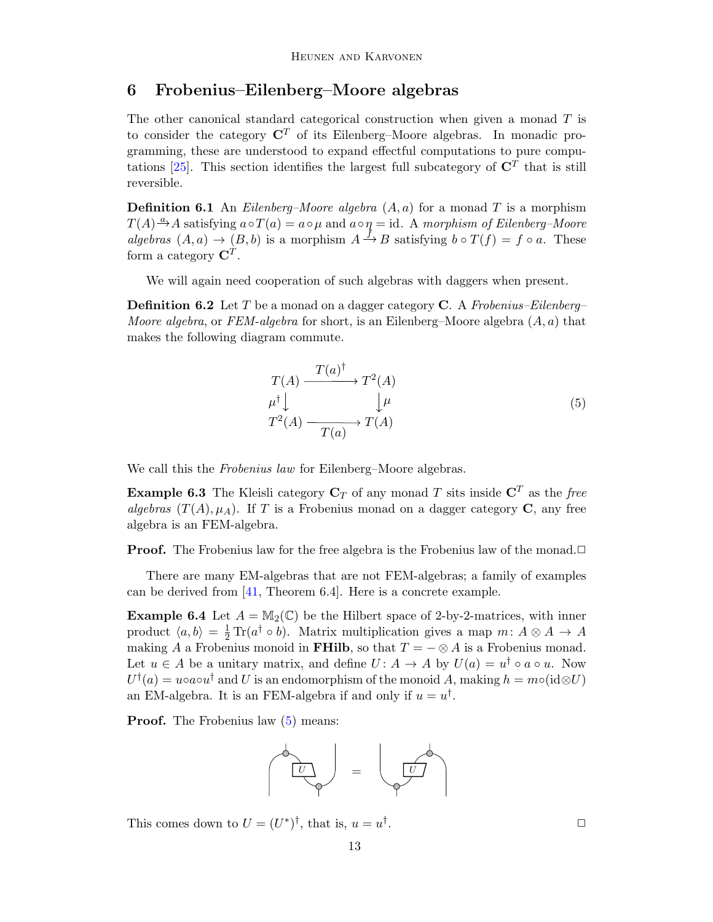## 6 Frobenius–Eilenberg–Moore algebras

The other canonical standard categorical construction when given a monad $T$ is to consider the category $\mathbf{C}^T$ of its Eilenberg–Moore algebras. In monadic programming, these are understood to expand effectful computations to pure computations [25]. This section identifies the largest full subcategory of $\mathbf{C}^T$ that is still reversible.

**Definition 6.1** An *Eilenberg–Moore algebra* $(A, a)$ for a monad $T$ is a morphism $T(A) \xrightarrow{a} A$ satisfying $a \circ T(a) = a \circ \mu$ and $a \circ \eta = \mathrm{id}$. A *morphism of Eilenberg–Moore algebras* $(A, a) \to (B, b)$ is a morphism $A \xrightarrow{f} B$ satisfying $b \circ T(f) = f \circ a$. These form a category $\mathbf{C}^T$.

We will again need cooperation of such algebras with daggers when present.

**Definition 6.2** Let $T$ be a monad on a dagger category $\mathbf{C}$. A *Frobenius–Eilenberg–Moore algebra*, or *FEM-algebra* for short, is an Eilenberg–Moore algebra $(A, a)$ that makes the following diagram commute.

$$\begin{array}{ccc} T(A) & \xrightarrow{T(a)^\dagger} & T^2(A) \\ {\scriptstyle \mu^\dagger}\downarrow & & \downarrow{\scriptstyle \mu} \\ T^2(A) & \xrightarrow[T(a)]{} & T(A) \end{array} \tag{5}$$

We call this the *Frobenius law* for Eilenberg–Moore algebras.

**Example 6.3** The Kleisli category $\mathbf{C}_T$ of any monad $T$ sits inside $\mathbf{C}^T$ as the *free algebras* $(T(A), \mu_A)$. If $T$ is a Frobenius monad on a dagger category $\mathbf{C}$, any free algebra is an FEM-algebra.

**Proof.** The Frobenius law for the free algebra is the Frobenius law of the monad. □

There are many EM-algebras that are not FEM-algebras; a family of examples can be derived from [41, Theorem 6.4]. Here is a concrete example.

**Example 6.4** Let $A = \mathbb{M}_2(\mathbb{C})$ be the Hilbert space of 2-by-2-matrices, with inner product $\langle a, b \rangle = \frac{1}{2}\mathrm{Tr}(a^\dagger \circ b)$. Matrix multiplication gives a map $m \colon A \otimes A \to A$ making $A$ a Frobenius monoid in **FHilb**, so that $T = - \otimes A$ is a Frobenius monad. Let $u \in A$ be a unitary matrix, and define $U \colon A \to A$ by $U(a) = u^\dagger \circ a \circ u$. Now $U^\dagger(a) = u \circ a \circ u^\dagger$ and $U$ is an endomorphism of the monoid $A$, making $h = m \circ (\mathrm{id} \otimes U)$ an EM-algebra. It is an FEM-algebra if and only if $u = u^\dagger$.

**Proof.** The Frobenius law (5) means:

This comes down to $U = (U^*)^\dagger$, that is, $u = u^\dagger$. □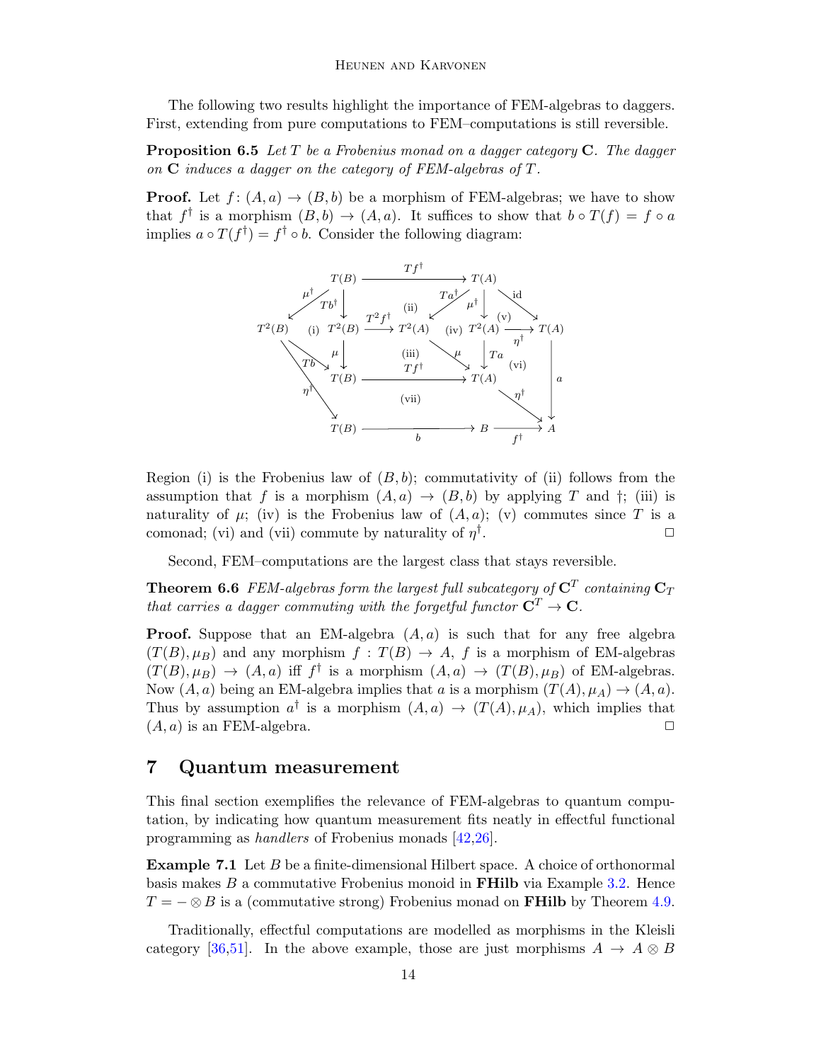The following two results highlight the importance of FEM-algebras to daggers. First, extending from pure computations to FEM–computations is still reversible.

**Proposition 6.5** *Let $T$ be a Frobenius monad on a dagger category $\mathbf{C}$. The dagger on $\mathbf{C}$ induces a dagger on the category of FEM-algebras of $T$.*

**Proof.** Let $f\colon (A,a) \to (B,b)$ be a morphism of FEM-algebras; we have to show that $f^\dagger$ is a morphism $(B,b) \to (A,a)$. It suffices to show that $b \circ T(f) = f \circ a$ implies $a \circ T(f^\dagger) = f^\dagger \circ b$. Consider the following diagram:

$$
\begin{array}{ccccccccc}
 & & T(B) & & \xrightarrow{\quad Tf^\dagger \quad} & & T(A) & & \\
 & {\scriptstyle \mu^\dagger} \swarrow & \downarrow {\scriptstyle Tb^\dagger} & & \text{(ii)} & {\scriptstyle Ta^\dagger} \swarrow & \downarrow {\scriptstyle \mu^\dagger} & \searrow {\scriptstyle \mathrm{id}} & \\
T^2(B) & \text{(i)} & T^2(B) & \xrightarrow{T^2 f^\dagger} & T^2(A) & \text{(iv)} & T^2(A) & \xrightarrow[\eta^\dagger]{\text{(v)}} & T(A) \\
 & {\scriptstyle Tb} \searrow & \downarrow {\scriptstyle \mu} & & \text{(iii)} & {\scriptstyle \mu} \searrow & \downarrow {\scriptstyle Ta} & \text{(vi)} & \downarrow {\scriptstyle a} \\
 & & T(B) & & \xrightarrow{\quad Tf^\dagger \quad} & & T(A) & & \\
 & {\scriptstyle \eta^\dagger} \searrow & & & \text{(vii)} & & & {\scriptstyle \eta^\dagger} \searrow & \\
 & & T(B) & & \xrightarrow{\quad b \quad} & & B & \xrightarrow{\quad f^\dagger \quad} & A
\end{array}
$$

Region (i) is the Frobenius law of $(B,b)$; commutativity of (ii) follows from the assumption that $f$ is a morphism $(A,a) \to (B,b)$ by applying $T$ and $\dagger$; (iii) is naturality of $\mu$; (iv) is the Frobenius law of $(A,a)$; (v) commutes since $T$ is a comonad; (vi) and (vii) commute by naturality of $\eta^\dagger$. □

Second, FEM–computations are the largest class that stays reversible.

**Theorem 6.6** *FEM-algebras form the largest full subcategory of $\mathbf{C}^T$ containing $\mathbf{C}_T$ that carries a dagger commuting with the forgetful functor $\mathbf{C}^T \to \mathbf{C}$.*

**Proof.** Suppose that an EM-algebra $(A,a)$ is such that for any free algebra $(T(B),\mu_B)$ and any morphism $f : T(B) \to A$, $f$ is a morphism of EM-algebras $(T(B),\mu_B) \to (A,a)$ iff $f^\dagger$ is a morphism $(A,a) \to (T(B),\mu_B)$ of EM-algebras. Now $(A,a)$ being an EM-algebra implies that $a$ is a morphism $(T(A),\mu_A) \to (A,a)$. Thus by assumption $a^\dagger$ is a morphism $(A,a) \to (T(A),\mu_A)$, which implies that $(A,a)$ is an FEM-algebra. □

## 7 Quantum measurement

This final section exemplifies the relevance of FEM-algebras to quantum computation, by indicating how quantum measurement fits neatly in effectful functional programming as *handlers* of Frobenius monads [42,26].

**Example 7.1** Let $B$ be a finite-dimensional Hilbert space. A choice of orthonormal basis makes $B$ a commutative Frobenius monoid in **FHilb** via Example 3.2. Hence $T = - \otimes B$ is a (commutative strong) Frobenius monad on **FHilb** by Theorem 4.9.

Traditionally, effectful computations are modelled as morphisms in the Kleisli category [36,51]. In the above example, those are just morphisms $A \to A \otimes B$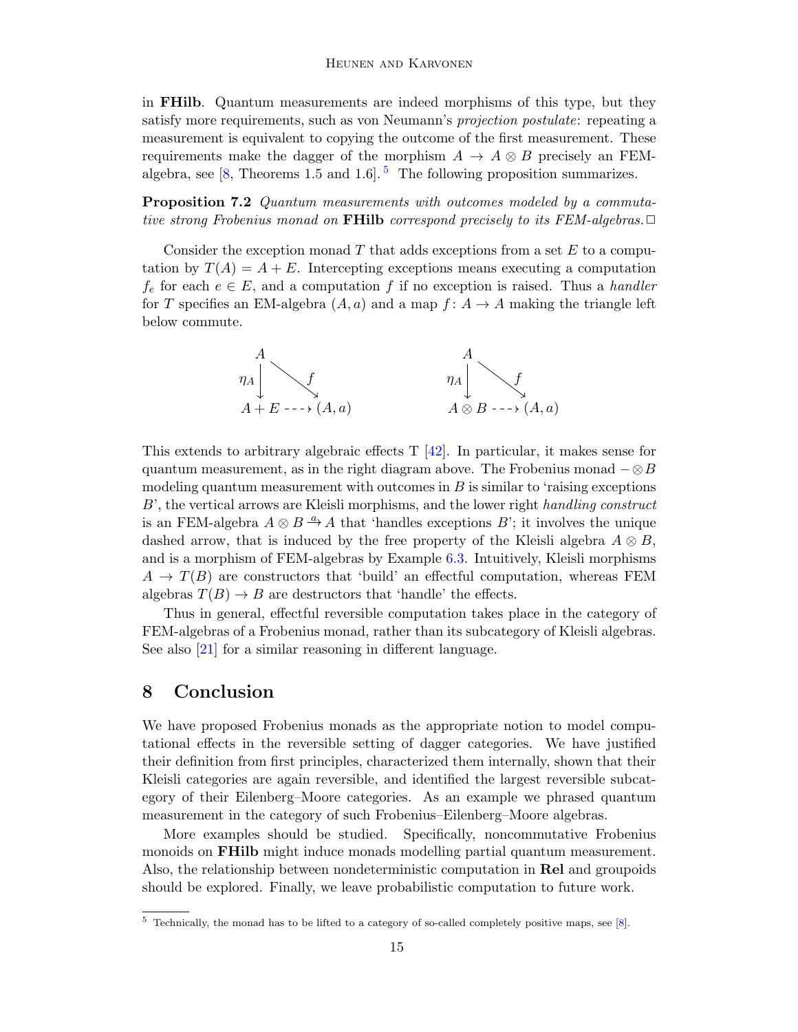in **FHilb**. Quantum measurements are indeed morphisms of this type, but they satisfy more requirements, such as von Neumann's *projection postulate*: repeating a measurement is equivalent to copying the outcome of the first measurement. These requirements make the dagger of the morphism $A \to A \otimes B$ precisely an FEM-algebra, see [8, Theorems 1.5 and 1.6].[5] The following proposition summarizes.

**Proposition 7.2** *Quantum measurements with outcomes modeled by a commutative strong Frobenius monad on* **FHilb** *correspond precisely to its FEM-algebras.* □

Consider the exception monad $T$ that adds exceptions from a set $E$ to a computation by $T(A) = A + E$. Intercepting exceptions means executing a computation $f_e$ for each $e \in E$, and a computation $f$ if no exception is raised. Thus a *handler* for $T$ specifies an EM-algebra $(A, a)$ and a map $f \colon A \to A$ making the triangle left below commute.

$$\begin{array}{ccc} A & & \\ \downarrow \eta_A & \searrow f & \\ A + E & \dashrightarrow & (A, a) \end{array} \qquad\qquad \begin{array}{ccc} A & & \\ \downarrow \eta_A & \searrow f & \\ A \otimes B & \dashrightarrow & (A, a) \end{array}$$

This extends to arbitrary algebraic effects T [42]. In particular, it makes sense for quantum measurement, as in the right diagram above. The Frobenius monad $- \otimes B$ modeling quantum measurement with outcomes in $B$ is similar to 'raising exceptions $B$', the vertical arrows are Kleisli morphisms, and the lower right *handling construct* is an FEM-algebra $A \otimes B \xrightarrow{a} A$ that 'handles exceptions $B$'; it involves the unique dashed arrow, that is induced by the free property of the Kleisli algebra $A \otimes B$, and is a morphism of FEM-algebras by Example 6.3. Intuitively, Kleisli morphisms $A \to T(B)$ are constructors that 'build' an effectful computation, whereas FEM algebras $T(B) \to B$ are destructors that 'handle' the effects.

Thus in general, effectful reversible computation takes place in the category of FEM-algebras of a Frobenius monad, rather than its subcategory of Kleisli algebras. See also [21] for a similar reasoning in different language.

## 8 Conclusion

We have proposed Frobenius monads as the appropriate notion to model computational effects in the reversible setting of dagger categories. We have justified their definition from first principles, characterized them internally, shown that their Kleisli categories are again reversible, and identified the largest reversible subcategory of their Eilenberg–Moore categories. As an example we phrased quantum measurement in the category of such Frobenius–Eilenberg–Moore algebras.

More examples should be studied. Specifically, noncommutative Frobenius monoids on **FHilb** might induce monads modelling partial quantum measurement. Also, the relationship between nondeterministic computation in **Rel** and groupoids should be explored. Finally, we leave probabilistic computation to future work.

[5] Technically, the monad has to be lifted to a category of so-called completely positive maps, see [8].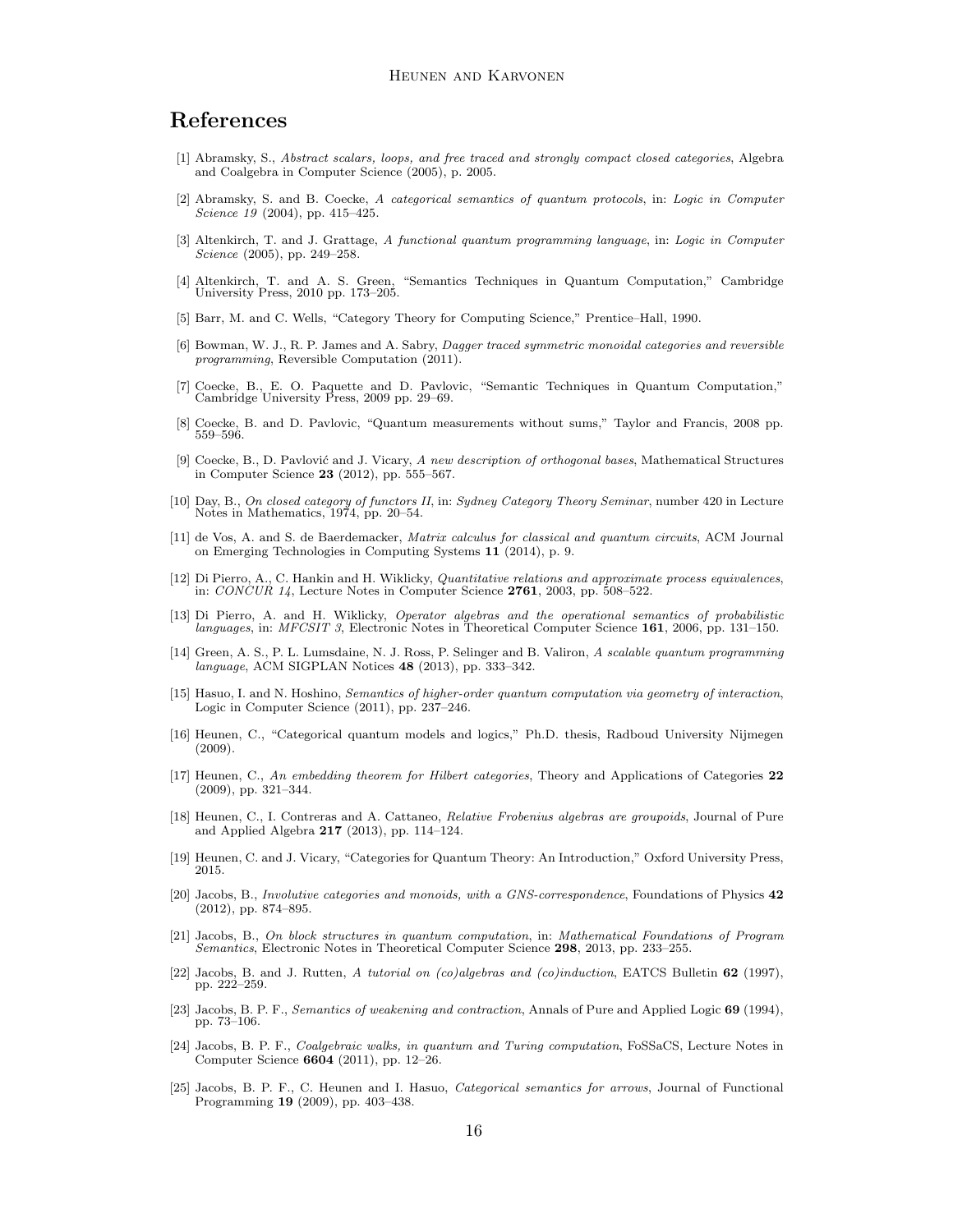# References

[1] Abramsky, S., *Abstract scalars, loops, and free traced and strongly compact closed categories*, Algebra and Coalgebra in Computer Science (2005), p. 2005.

[2] Abramsky, S. and B. Coecke, *A categorical semantics of quantum protocols*, in: *Logic in Computer Science 19* (2004), pp. 415–425.

[3] Altenkirch, T. and J. Grattage, *A functional quantum programming language*, in: *Logic in Computer Science* (2005), pp. 249–258.

[4] Altenkirch, T. and A. S. Green, "Semantics Techniques in Quantum Computation," Cambridge University Press, 2010 pp. 173–205.

[5] Barr, M. and C. Wells, "Category Theory for Computing Science," Prentice–Hall, 1990.

[6] Bowman, W. J., R. P. James and A. Sabry, *Dagger traced symmetric monoidal categories and reversible programming*, Reversible Computation (2011).

[7] Coecke, B., E. O. Paquette and D. Pavlovic, "Semantic Techniques in Quantum Computation," Cambridge University Press, 2009 pp. 29–69.

[8] Coecke, B. and D. Pavlovic, "Quantum measurements without sums," Taylor and Francis, 2008 pp. 559–596.

[9] Coecke, B., D. Pavlović and J. Vicary, *A new description of orthogonal bases*, Mathematical Structures in Computer Science **23** (2012), pp. 555–567.

[10] Day, B., *On closed category of functors II*, in: *Sydney Category Theory Seminar*, number 420 in Lecture Notes in Mathematics, 1974, pp. 20–54.

[11] de Vos, A. and S. de Baerdemacker, *Matrix calculus for classical and quantum circuits*, ACM Journal on Emerging Technologies in Computing Systems **11** (2014), p. 9.

[12] Di Pierro, A., C. Hankin and H. Wiklicky, *Quantitative relations and approximate process equivalences*, in: *CONCUR 14*, Lecture Notes in Computer Science **2761**, 2003, pp. 508–522.

[13] Di Pierro, A. and H. Wiklicky, *Operator algebras and the operational semantics of probabilistic languages*, in: *MFCSIT 3*, Electronic Notes in Theoretical Computer Science **161**, 2006, pp. 131–150.

[14] Green, A. S., P. L. Lumsdaine, N. J. Ross, P. Selinger and B. Valiron, *A scalable quantum programming language*, ACM SIGPLAN Notices **48** (2013), pp. 333–342.

[15] Hasuo, I. and N. Hoshino, *Semantics of higher-order quantum computation via geometry of interaction*, Logic in Computer Science (2011), pp. 237–246.

[16] Heunen, C., "Categorical quantum models and logics," Ph.D. thesis, Radboud University Nijmegen (2009).

[17] Heunen, C., *An embedding theorem for Hilbert categories*, Theory and Applications of Categories **22** (2009), pp. 321–344.

[18] Heunen, C., I. Contreras and A. Cattaneo, *Relative Frobenius algebras are groupoids*, Journal of Pure and Applied Algebra **217** (2013), pp. 114–124.

[19] Heunen, C. and J. Vicary, "Categories for Quantum Theory: An Introduction," Oxford University Press, 2015.

[20] Jacobs, B., *Involutive categories and monoids, with a GNS-correspondence*, Foundations of Physics **42** (2012), pp. 874–895.

[21] Jacobs, B., *On block structures in quantum computation*, in: *Mathematical Foundations of Program Semantics*, Electronic Notes in Theoretical Computer Science **298**, 2013, pp. 233–255.

[22] Jacobs, B. and J. Rutten, *A tutorial on (co)algebras and (co)induction*, EATCS Bulletin **62** (1997), pp. 222–259.

[23] Jacobs, B. P. F., *Semantics of weakening and contraction*, Annals of Pure and Applied Logic **69** (1994), pp. 73–106.

[24] Jacobs, B. P. F., *Coalgebraic walks, in quantum and Turing computation*, FoSSaCS, Lecture Notes in Computer Science **6604** (2011), pp. 12–26.

[25] Jacobs, B. P. F., C. Heunen and I. Hasuo, *Categorical semantics for arrows*, Journal of Functional Programming **19** (2009), pp. 403–438.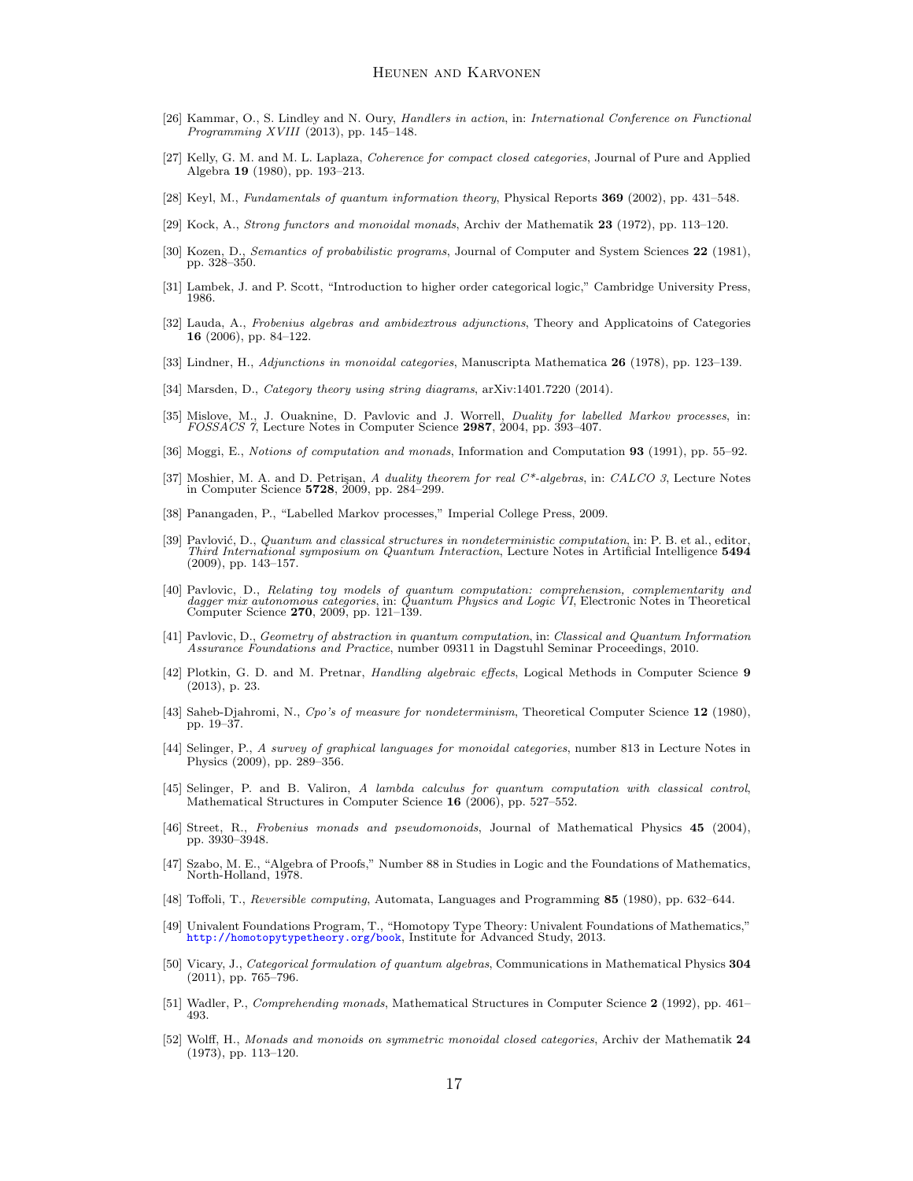[26] Kammar, O., S. Lindley and N. Oury, *Handlers in action*, in: *International Conference on Functional Programming XVIII* (2013), pp. 145–148.

[27] Kelly, G. M. and M. L. Laplaza, *Coherence for compact closed categories*, Journal of Pure and Applied Algebra **19** (1980), pp. 193–213.

[28] Keyl, M., *Fundamentals of quantum information theory*, Physical Reports **369** (2002), pp. 431–548.

[29] Kock, A., *Strong functors and monoidal monads*, Archiv der Mathematik **23** (1972), pp. 113–120.

[30] Kozen, D., *Semantics of probabilistic programs*, Journal of Computer and System Sciences **22** (1981), pp. 328–350.

[31] Lambek, J. and P. Scott, "Introduction to higher order categorical logic," Cambridge University Press, 1986.

[32] Lauda, A., *Frobenius algebras and ambidextrous adjunctions*, Theory and Applicatoins of Categories **16** (2006), pp. 84–122.

[33] Lindner, H., *Adjunctions in monoidal categories*, Manuscripta Mathematica **26** (1978), pp. 123–139.

[34] Marsden, D., *Category theory using string diagrams*, arXiv:1401.7220 (2014).

[35] Mislove, M., J. Ouaknine, D. Pavlovic and J. Worrell, *Duality for labelled Markov processes*, in: *FOSSACS 7*, Lecture Notes in Computer Science **2987**, 2004, pp. 393–407.

[36] Moggi, E., *Notions of computation and monads*, Information and Computation **93** (1991), pp. 55–92.

[37] Moshier, M. A. and D. Petrişan, *A duality theorem for real C\*-algebras*, in: *CALCO 3*, Lecture Notes in Computer Science **5728**, 2009, pp. 284–299.

[38] Panangaden, P., "Labelled Markov processes," Imperial College Press, 2009.

[39] Pavlović, D., *Quantum and classical structures in nondeterministic computation*, in: P. B. et al., editor, *Third International symposium on Quantum Interaction*, Lecture Notes in Artificial Intelligence **5494** (2009), pp. 143–157.

[40] Pavlovic, D., *Relating toy models of quantum computation: comprehension, complementarity and dagger mix autonomous categories*, in: *Quantum Physics and Logic VI*, Electronic Notes in Theoretical Computer Science **270**, 2009, pp. 121–139.

[41] Pavlovic, D., *Geometry of abstraction in quantum computation*, in: *Classical and Quantum Information Assurance Foundations and Practice*, number 09311 in Dagstuhl Seminar Proceedings, 2010.

[42] Plotkin, G. D. and M. Pretnar, *Handling algebraic effects*, Logical Methods in Computer Science **9** (2013), p. 23.

[43] Saheb-Djahromi, N., *Cpo's of measure for nondeterminism*, Theoretical Computer Science **12** (1980), pp. 19–37.

[44] Selinger, P., *A survey of graphical languages for monoidal categories*, number 813 in Lecture Notes in Physics (2009), pp. 289–356.

[45] Selinger, P. and B. Valiron, *A lambda calculus for quantum computation with classical control*, Mathematical Structures in Computer Science **16** (2006), pp. 527–552.

[46] Street, R., *Frobenius monads and pseudomonoids*, Journal of Mathematical Physics **45** (2004), pp. 3930–3948.

[47] Szabo, M. E., "Algebra of Proofs," Number 88 in Studies in Logic and the Foundations of Mathematics, North-Holland, 1978.

[48] Toffoli, T., *Reversible computing*, Automata, Languages and Programming **85** (1980), pp. 632–644.

[49] Univalent Foundations Program, T., "Homotopy Type Theory: Univalent Foundations of Mathematics," http://homotopytypetheory.org/book, Institute for Advanced Study, 2013.

[50] Vicary, J., *Categorical formulation of quantum algebras*, Communications in Mathematical Physics **304** (2011), pp. 765–796.

[51] Wadler, P., *Comprehending monads*, Mathematical Structures in Computer Science **2** (1992), pp. 461–493.

[52] Wolff, H., *Monads and monoids on symmetric monoidal closed categories*, Archiv der Mathematik **24** (1973), pp. 113–120.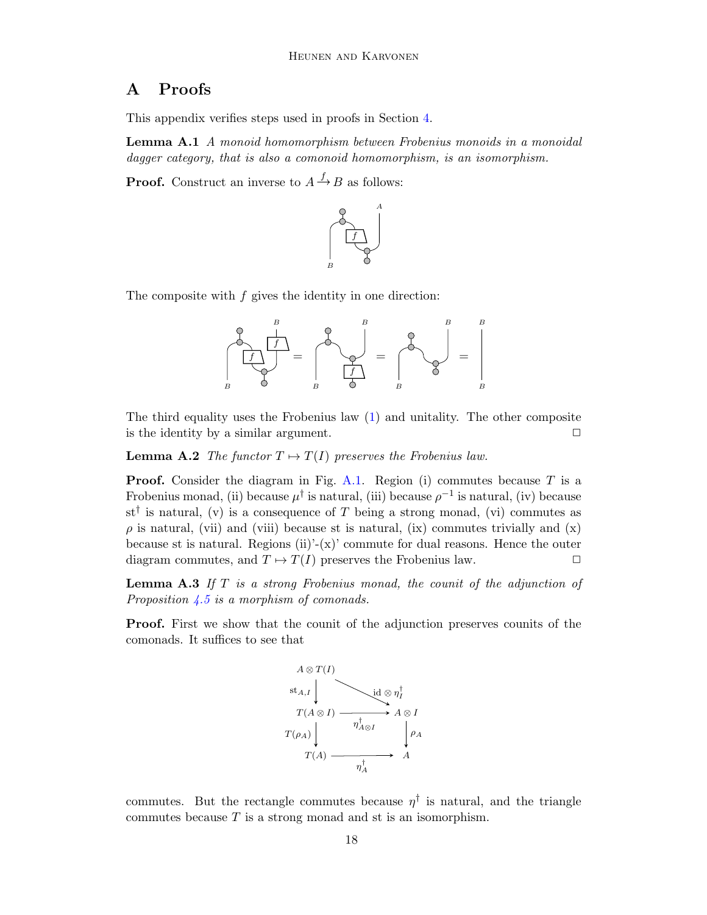# A Proofs

This appendix verifies steps used in proofs in Section 4.

**Lemma A.1** *A monoid homomorphism between Frobenius monoids in a monoidal dagger category, that is also a comonoid homomorphism, is an isomorphism.*

**Proof.** Construct an inverse to $A \xrightarrow{f} B$ as follows:

The composite with $f$ gives the identity in one direction:

The third equality uses the Frobenius law (1) and unitality. The other composite is the identity by a similar argument. □

**Lemma A.2** *The functor $T \mapsto T(I)$ preserves the Frobenius law.*

**Proof.** Consider the diagram in Fig. A.1. Region (i) commutes because $T$ is a Frobenius monad, (ii) because $\mu^\dagger$ is natural, (iii) because $\rho^{-1}$ is natural, (iv) because $\mathrm{st}^\dagger$ is natural, (v) is a consequence of $T$ being a strong monad, (vi) commutes as $\rho$ is natural, (vii) and (viii) because st is natural, (ix) commutes trivially and (x) because st is natural. Regions (ii)'-(x)' commute for dual reasons. Hence the outer diagram commutes, and $T \mapsto T(I)$ preserves the Frobenius law. □

**Lemma A.3** *If $T$ is a strong Frobenius monad, the counit of the adjunction of Proposition 4.5 is a morphism of comonads.*

**Proof.** First we show that the counit of the adjunction preserves counits of the comonads. It suffices to see that

$$
\begin{array}{ccc}
A \otimes T(I) & & \\
\Big\downarrow {\scriptstyle \mathrm{st}_{A,I}} & \searrow^{\mathrm{id} \otimes \eta_I^\dagger} & \\
T(A \otimes I) & \xrightarrow{\eta^\dagger_{A \otimes I}} & A \otimes I \\
\Big\downarrow {\scriptstyle T(\rho_A)} & & \Big\downarrow {\scriptstyle \rho_A} \\
T(A) & \xrightarrow{\eta^\dagger_A} & A
\end{array}
$$

commutes. But the rectangle commutes because $\eta^\dagger$ is natural, and the triangle commutes because $T$ is a strong monad and st is an isomorphism.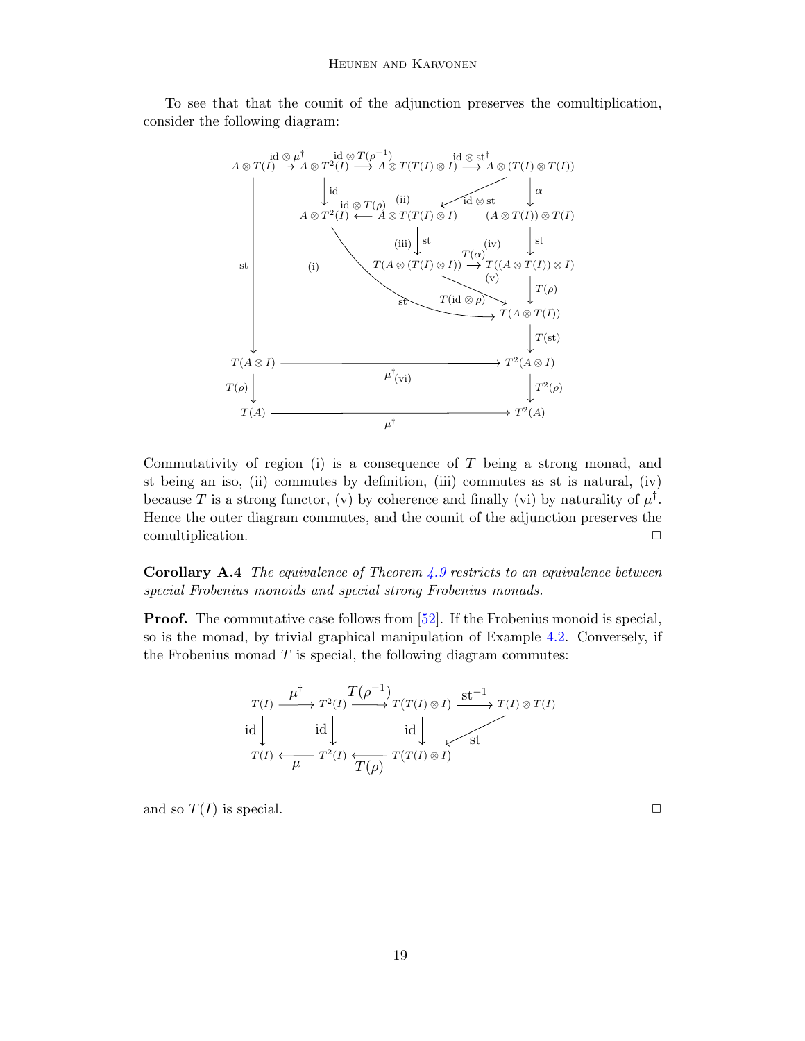To see that that the counit of the adjunction preserves the comultiplication, consider the following diagram:

$$
\begin{array}{ccccccc}
A \otimes T(I) & \xrightarrow{\mathrm{id} \otimes \mu^\dagger} & A \otimes T^2(I) & \xrightarrow{\mathrm{id} \otimes T(\rho^{-1})} & A \otimes T(T(I) \otimes I) & \xrightarrow{\mathrm{id} \otimes \mathrm{st}^\dagger} & A \otimes (T(I) \otimes T(I)) \\
& & \downarrow \mathrm{id} & \text{(ii)} & & \swarrow \mathrm{id} \otimes \mathrm{st} & \downarrow \alpha \\
& & A \otimes T^2(I) & \xleftarrow{\mathrm{id} \otimes T(\rho)} & A \otimes T(T(I) \otimes I) & & (A \otimes T(I)) \otimes T(I) \\
& & & \text{(iii)} & \downarrow \mathrm{st} & \text{(iv)} & \downarrow \mathrm{st} \\
\downarrow \mathrm{st} & \text{(i)} & & & T(A \otimes (T(I) \otimes I)) & \xrightarrow{T(\alpha)} & T((A \otimes T(I)) \otimes I) \\
& & & & & \text{(v)} \searrow T(\mathrm{id} \otimes \rho) & \downarrow T(\rho) \\
& & & \mathrm{st} & & & T(A \otimes T(I)) \\
& & & & & & \downarrow T(\mathrm{st}) \\
T(A \otimes I) & & & \xrightarrow{\mu^\dagger} \text{(vi)} & & & T^2(A \otimes I) \\
\downarrow T(\rho) & & & & & & \downarrow T^2(\rho) \\
T(A) & & & \xrightarrow{\mu^\dagger} & & & T^2(A)
\end{array}
$$

Commutativity of region (i) is a consequence of $T$ being a strong monad, and st being an iso, (ii) commutes by definition, (iii) commutes as st is natural, (iv) because $T$ is a strong functor, (v) by coherence and finally (vi) by naturality of $\mu^\dagger$. Hence the outer diagram commutes, and the counit of the adjunction preserves the comultiplication. □

**Corollary A.4** *The equivalence of Theorem 4.9 restricts to an equivalence between special Frobenius monoids and special strong Frobenius monads.*

**Proof.** The commutative case follows from [52]. If the Frobenius monoid is special, so is the monad, by trivial graphical manipulation of Example 4.2. Conversely, if the Frobenius monad $T$ is special, the following diagram commutes:

$$
\begin{array}{ccccccc}
T(I) & \xrightarrow{\mu^\dagger} & T^2(I) & \xrightarrow{T(\rho^{-1})} & T(T(I) \otimes I) & \xrightarrow{\mathrm{st}^{-1}} & T(I) \otimes T(I) \\
\downarrow \mathrm{id} & & \downarrow \mathrm{id} & & \downarrow \mathrm{id} & \swarrow \mathrm{st} & \\
T(I) & \xleftarrow{\mu} & T^2(I) & \xleftarrow{T(\rho)} & T(T(I) \otimes I) & &
\end{array}
$$

and so $T(I)$ is special. □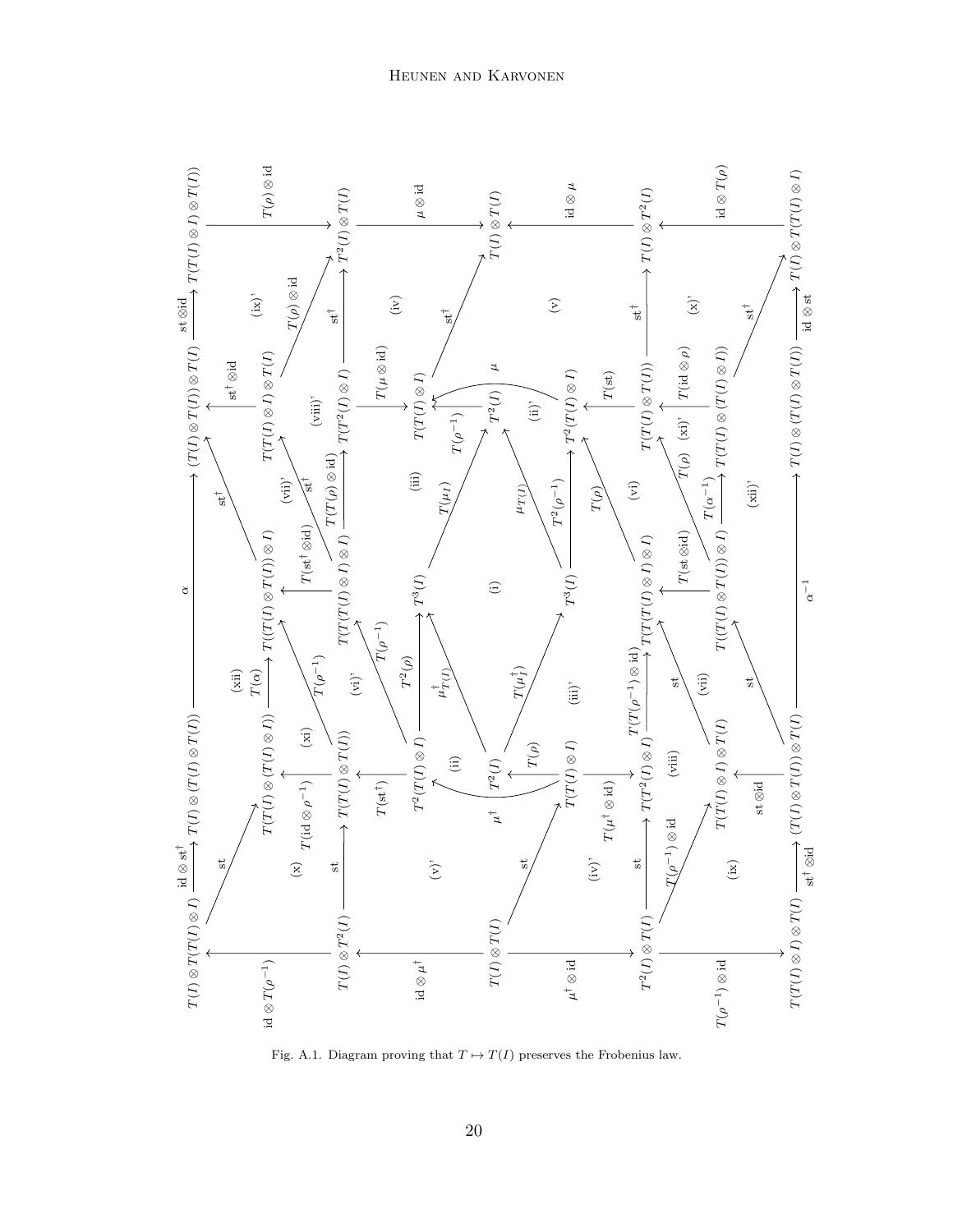Fig. A.1. Diagram proving that $T \mapsto T(I)$ preserves the Frobenius law.